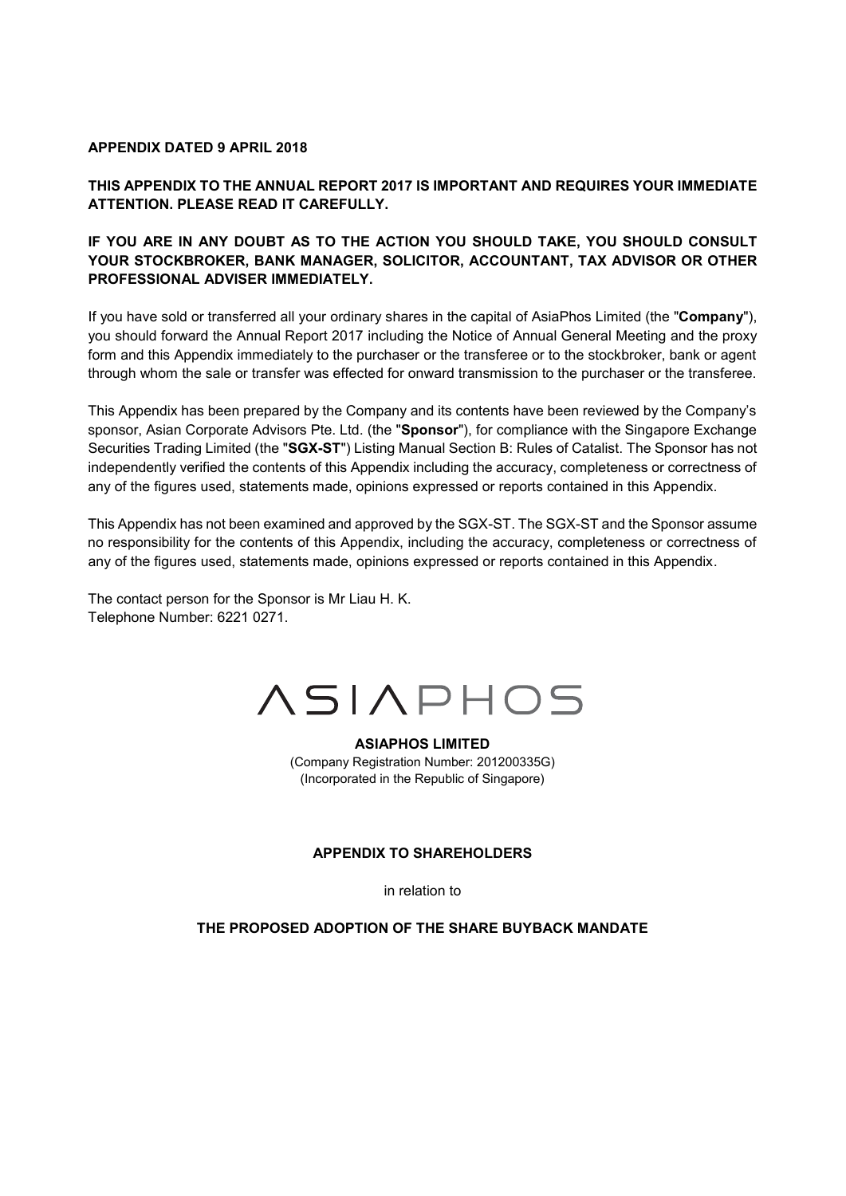**APPENDIX DATED 9 APRIL 2018**

**THIS APPENDIX TO THE ANNUAL REPORT 2017 IS IMPORTANT AND REQUIRES YOUR IMMEDIATE ATTENTION. PLEASE READ IT CAREFULLY.**

**IF YOU ARE IN ANY DOUBT AS TO THE ACTION YOU SHOULD TAKE, YOU SHOULD CONSULT YOUR STOCKBROKER, BANK MANAGER, SOLICITOR, ACCOUNTANT, TAX ADVISOR OR OTHER PROFESSIONAL ADVISER IMMEDIATELY.**

If you have sold or transferred all your ordinary shares in the capital of AsiaPhos Limited (the "**Company**"), you should forward the Annual Report 2017 including the Notice of Annual General Meeting and the proxy form and this Appendix immediately to the purchaser or the transferee or to the stockbroker, bank or agent through whom the sale or transfer was effected for onward transmission to the purchaser or the transferee.

This Appendix has been prepared by the Company and its contents have been reviewed by the Company's sponsor, Asian Corporate Advisors Pte. Ltd. (the "**Sponsor**"), for compliance with the Singapore Exchange Securities Trading Limited (the "**SGX-ST**") Listing Manual Section B: Rules of Catalist. The Sponsor has not independently verified the contents of this Appendix including the accuracy, completeness or correctness of any of the figures used, statements made, opinions expressed or reports contained in this Appendix.

This Appendix has not been examined and approved by the SGX-ST. The SGX-ST and the Sponsor assume no responsibility for the contents of this Appendix, including the accuracy, completeness or correctness of any of the figures used, statements made, opinions expressed or reports contained in this Appendix.

The contact person for the Sponsor is Mr Liau H. K.
Telephone Number: 6221 0271.

ASIAPHOS

**ASIAPHOS LIMITED**
(Company Registration Number: 201200335G)
(Incorporated in the Republic of Singapore)

**APPENDIX TO SHAREHOLDERS**

in relation to

**THE PROPOSED ADOPTION OF THE SHARE BUYBACK MANDATE**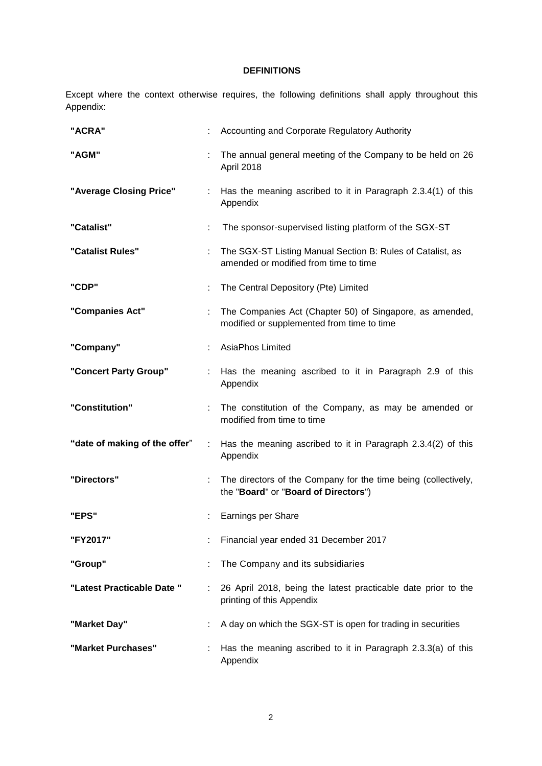## DEFINITIONS

Except where the context otherwise requires, the following definitions shall apply throughout this Appendix:

| | | |
|---|---|---|
| **"ACRA"** | : | Accounting and Corporate Regulatory Authority |
| **"AGM"** | : | The annual general meeting of the Company to be held on 26 April 2018 |
| **"Average Closing Price"** | : | Has the meaning ascribed to it in Paragraph 2.3.4(1) of this Appendix |
| **"Catalist"** | : | The sponsor-supervised listing platform of the SGX-ST |
| **"Catalist Rules"** | : | The SGX-ST Listing Manual Section B: Rules of Catalist, as amended or modified from time to time |
| **"CDP"** | : | The Central Depository (Pte) Limited |
| **"Companies Act"** | : | The Companies Act (Chapter 50) of Singapore, as amended, modified or supplemented from time to time |
| **"Company"** | : | AsiaPhos Limited |
| **"Concert Party Group"** | : | Has the meaning ascribed to it in Paragraph 2.9 of this Appendix |
| **"Constitution"** | : | The constitution of the Company, as may be amended or modified from time to time |
| **"date of making of the offer"** | : | Has the meaning ascribed to it in Paragraph 2.3.4(2) of this Appendix |
| **"Directors"** | : | The directors of the Company for the time being (collectively, the "**Board**" or "**Board of Directors**") |
| **"EPS"** | : | Earnings per Share |
| **"FY2017"** | : | Financial year ended 31 December 2017 |
| **"Group"** | : | The Company and its subsidiaries |
| **"Latest Practicable Date "** | : | 26 April 2018, being the latest practicable date prior to the printing of this Appendix |
| **"Market Day"** | : | A day on which the SGX-ST is open for trading in securities |
| **"Market Purchases"** | : | Has the meaning ascribed to it in Paragraph 2.3.3(a) of this Appendix |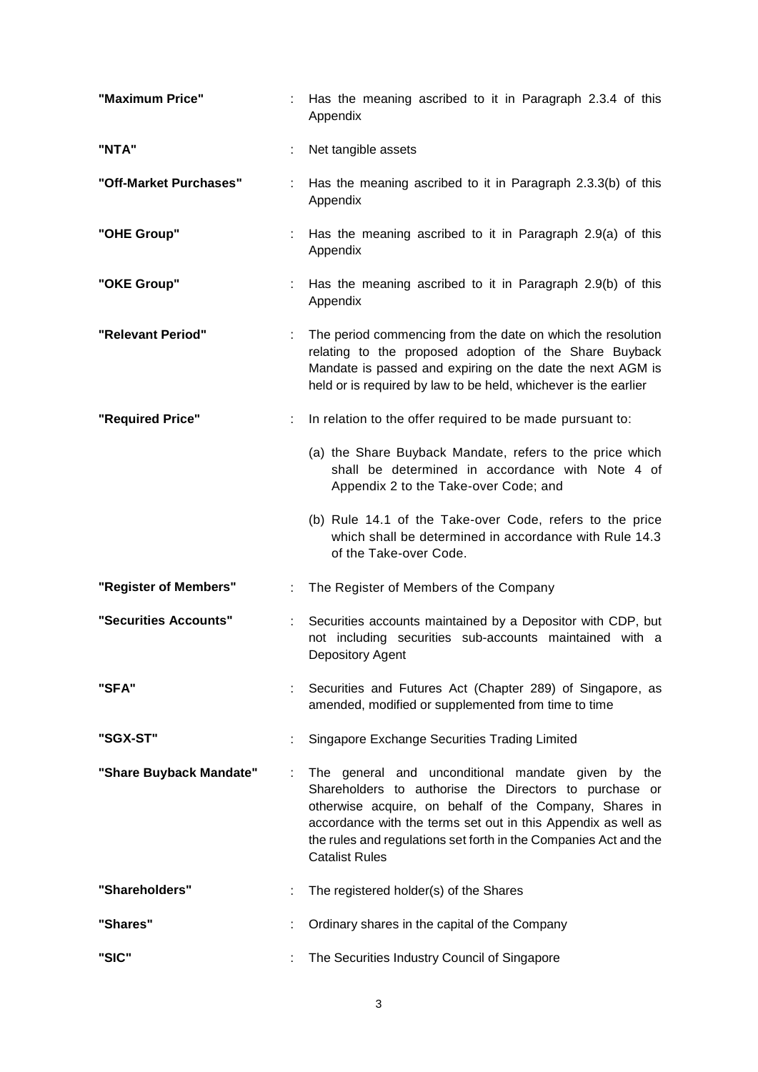| | | |
|---|---|---|
| **"Maximum Price"** | : | Has the meaning ascribed to it in Paragraph 2.3.4 of this Appendix |
| **"NTA"** | : | Net tangible assets |
| **"Off-Market Purchases"** | : | Has the meaning ascribed to it in Paragraph 2.3.3(b) of this Appendix |
| **"OHE Group"** | : | Has the meaning ascribed to it in Paragraph 2.9(a) of this Appendix |
| **"OKE Group"** | : | Has the meaning ascribed to it in Paragraph 2.9(b) of this Appendix |
| **"Relevant Period"** | : | The period commencing from the date on which the resolution relating to the proposed adoption of the Share Buyback Mandate is passed and expiring on the date the next AGM is held or is required by law to be held, whichever is the earlier |
| **"Required Price"** | : | In relation to the offer required to be made pursuant to:<br><br>(a) the Share Buyback Mandate, refers to the price which shall be determined in accordance with Note 4 of Appendix 2 to the Take-over Code; and<br><br>(b) Rule 14.1 of the Take-over Code, refers to the price which shall be determined in accordance with Rule 14.3 of the Take-over Code. |
| **"Register of Members"** | : | The Register of Members of the Company |
| **"Securities Accounts"** | : | Securities accounts maintained by a Depositor with CDP, but not including securities sub-accounts maintained with a Depository Agent |
| **"SFA"** | : | Securities and Futures Act (Chapter 289) of Singapore, as amended, modified or supplemented from time to time |
| **"SGX-ST"** | : | Singapore Exchange Securities Trading Limited |
| **"Share Buyback Mandate"** | : | The general and unconditional mandate given by the Shareholders to authorise the Directors to purchase or otherwise acquire, on behalf of the Company, Shares in accordance with the terms set out in this Appendix as well as the rules and regulations set forth in the Companies Act and the Catalist Rules |
| **"Shareholders"** | : | The registered holder(s) of the Shares |
| **"Shares"** | : | Ordinary shares in the capital of the Company |
| **"SIC"** | : | The Securities Industry Council of Singapore |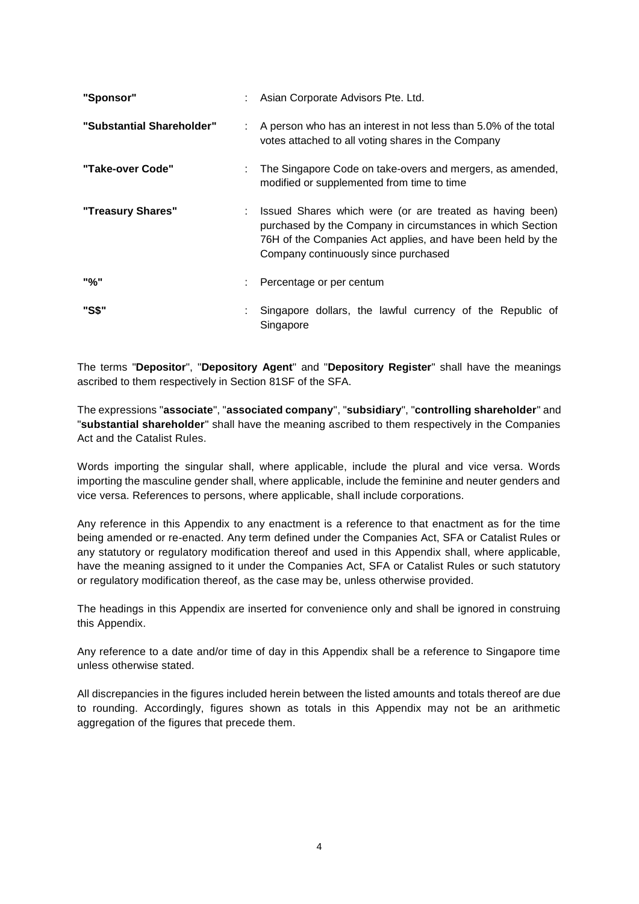| | | |
|---|---|---|
| **"Sponsor"** | : | Asian Corporate Advisors Pte. Ltd. |
| **"Substantial Shareholder"** | : | A person who has an interest in not less than 5.0% of the total votes attached to all voting shares in the Company |
| **"Take-over Code"** | : | The Singapore Code on take-overs and mergers, as amended, modified or supplemented from time to time |
| **"Treasury Shares"** | : | Issued Shares which were (or are treated as having been) purchased by the Company in circumstances in which Section 76H of the Companies Act applies, and have been held by the Company continuously since purchased |
| **"%"** | : | Percentage or per centum |
| **"S$"** | : | Singapore dollars, the lawful currency of the Republic of Singapore |

The terms "**Depositor**", "**Depository Agent**" and "**Depository Register**" shall have the meanings ascribed to them respectively in Section 81SF of the SFA.

The expressions "**associate**", "**associated company**", "**subsidiary**", "**controlling shareholder**" and "**substantial shareholder**" shall have the meaning ascribed to them respectively in the Companies Act and the Catalist Rules.

Words importing the singular shall, where applicable, include the plural and vice versa. Words importing the masculine gender shall, where applicable, include the feminine and neuter genders and vice versa. References to persons, where applicable, shall include corporations.

Any reference in this Appendix to any enactment is a reference to that enactment as for the time being amended or re-enacted. Any term defined under the Companies Act, SFA or Catalist Rules or any statutory or regulatory modification thereof and used in this Appendix shall, where applicable, have the meaning assigned to it under the Companies Act, SFA or Catalist Rules or such statutory or regulatory modification thereof, as the case may be, unless otherwise provided.

The headings in this Appendix are inserted for convenience only and shall be ignored in construing this Appendix.

Any reference to a date and/or time of day in this Appendix shall be a reference to Singapore time unless otherwise stated.

All discrepancies in the figures included herein between the listed amounts and totals thereof are due to rounding. Accordingly, figures shown as totals in this Appendix may not be an arithmetic aggregation of the figures that precede them.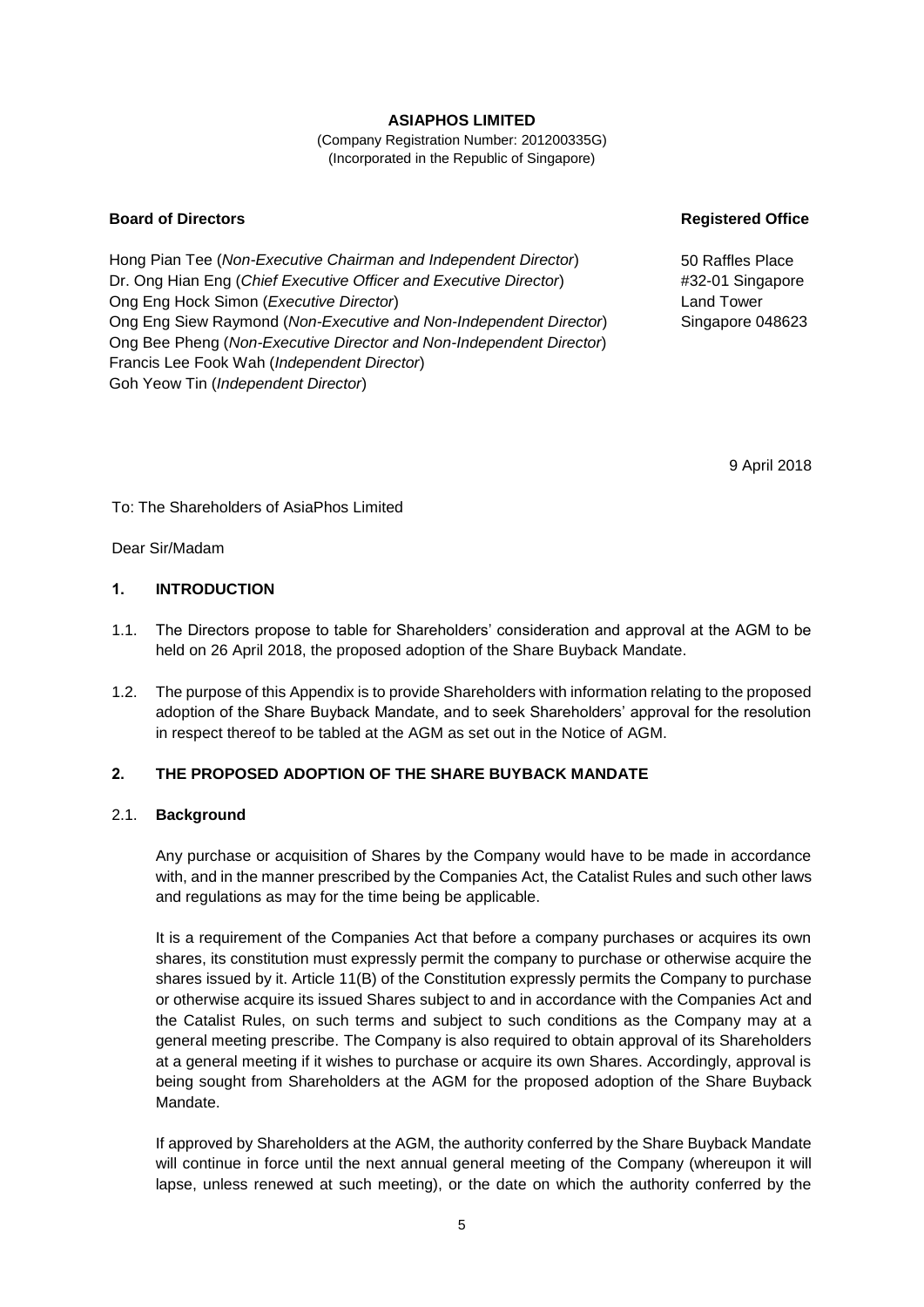**ASIAPHOS LIMITED**

(Company Registration Number: 201200335G)
(Incorporated in the Republic of Singapore)

**Board of Directors**

Hong Pian Tee (*Non-Executive Chairman and Independent Director*)
Dr. Ong Hian Eng (*Chief Executive Officer and Executive Director*)
Ong Eng Hock Simon (*Executive Director*)
Ong Eng Siew Raymond (*Non-Executive and Non-Independent Director*)
Ong Bee Pheng (*Non-Executive Director and Non-Independent Director*)
Francis Lee Fook Wah (*Independent Director*)
Goh Yeow Tin (*Independent Director*)

**Registered Office**

50 Raffles Place
#32-01 Singapore
Land Tower
Singapore 048623

9 April 2018

To: The Shareholders of AsiaPhos Limited

Dear Sir/Madam

## 1. INTRODUCTION

1.1. The Directors propose to table for Shareholders' consideration and approval at the AGM to be held on 26 April 2018, the proposed adoption of the Share Buyback Mandate.

1.2. The purpose of this Appendix is to provide Shareholders with information relating to the proposed adoption of the Share Buyback Mandate, and to seek Shareholders' approval for the resolution in respect thereof to be tabled at the AGM as set out in the Notice of AGM.

## 2. THE PROPOSED ADOPTION OF THE SHARE BUYBACK MANDATE

### 2.1. Background

Any purchase or acquisition of Shares by the Company would have to be made in accordance with, and in the manner prescribed by the Companies Act, the Catalist Rules and such other laws and regulations as may for the time being be applicable.

It is a requirement of the Companies Act that before a company purchases or acquires its own shares, its constitution must expressly permit the company to purchase or otherwise acquire the shares issued by it. Article 11(B) of the Constitution expressly permits the Company to purchase or otherwise acquire its issued Shares subject to and in accordance with the Companies Act and the Catalist Rules, on such terms and subject to such conditions as the Company may at a general meeting prescribe. The Company is also required to obtain approval of its Shareholders at a general meeting if it wishes to purchase or acquire its own Shares. Accordingly, approval is being sought from Shareholders at the AGM for the proposed adoption of the Share Buyback Mandate.

If approved by Shareholders at the AGM, the authority conferred by the Share Buyback Mandate will continue in force until the next annual general meeting of the Company (whereupon it will lapse, unless renewed at such meeting), or the date on which the authority conferred by the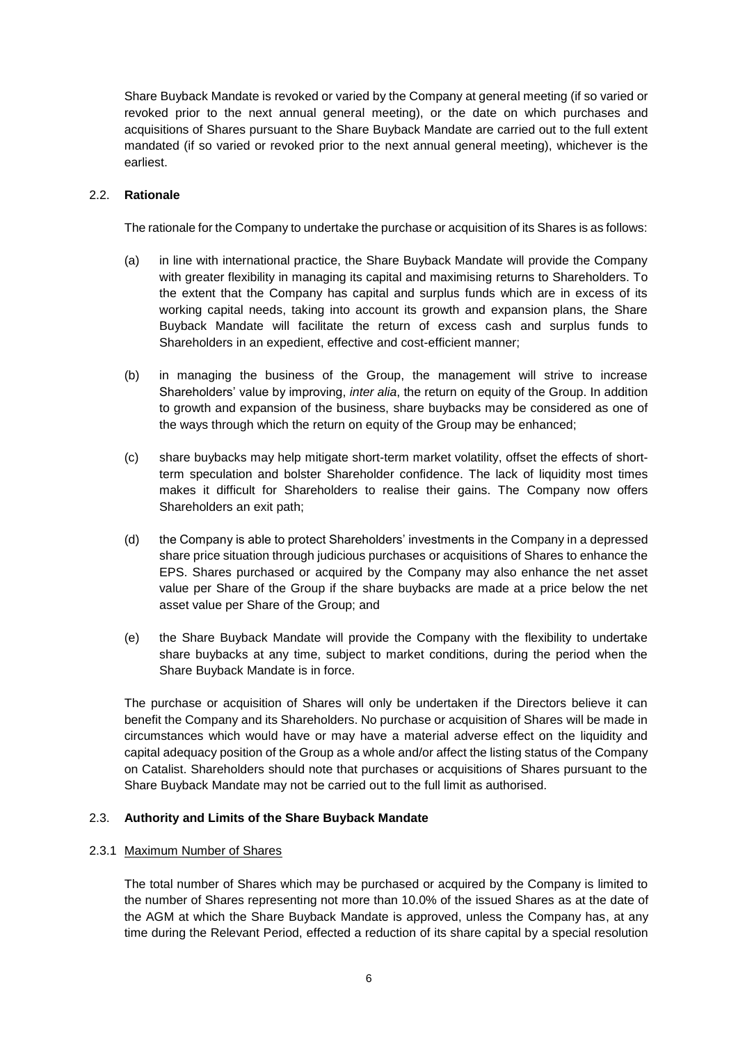Share Buyback Mandate is revoked or varied by the Company at general meeting (if so varied or revoked prior to the next annual general meeting), or the date on which purchases and acquisitions of Shares pursuant to the Share Buyback Mandate are carried out to the full extent mandated (if so varied or revoked prior to the next annual general meeting), whichever is the earliest.

### 2.2. Rationale

The rationale for the Company to undertake the purchase or acquisition of its Shares is as follows:

(a) in line with international practice, the Share Buyback Mandate will provide the Company with greater flexibility in managing its capital and maximising returns to Shareholders. To the extent that the Company has capital and surplus funds which are in excess of its working capital needs, taking into account its growth and expansion plans, the Share Buyback Mandate will facilitate the return of excess cash and surplus funds to Shareholders in an expedient, effective and cost-efficient manner;

(b) in managing the business of the Group, the management will strive to increase Shareholders' value by improving, *inter alia*, the return on equity of the Group. In addition to growth and expansion of the business, share buybacks may be considered as one of the ways through which the return on equity of the Group may be enhanced;

(c) share buybacks may help mitigate short-term market volatility, offset the effects of short-term speculation and bolster Shareholder confidence. The lack of liquidity most times makes it difficult for Shareholders to realise their gains. The Company now offers Shareholders an exit path;

(d) the Company is able to protect Shareholders' investments in the Company in a depressed share price situation through judicious purchases or acquisitions of Shares to enhance the EPS. Shares purchased or acquired by the Company may also enhance the net asset value per Share of the Group if the share buybacks are made at a price below the net asset value per Share of the Group; and

(e) the Share Buyback Mandate will provide the Company with the flexibility to undertake share buybacks at any time, subject to market conditions, during the period when the Share Buyback Mandate is in force.

The purchase or acquisition of Shares will only be undertaken if the Directors believe it can benefit the Company and its Shareholders. No purchase or acquisition of Shares will be made in circumstances which would have or may have a material adverse effect on the liquidity and capital adequacy position of the Group as a whole and/or affect the listing status of the Company on Catalist. Shareholders should note that purchases or acquisitions of Shares pursuant to the Share Buyback Mandate may not be carried out to the full limit as authorised.

### 2.3. Authority and Limits of the Share Buyback Mandate

#### 2.3.1 Maximum Number of Shares

The total number of Shares which may be purchased or acquired by the Company is limited to the number of Shares representing not more than 10.0% of the issued Shares as at the date of the AGM at which the Share Buyback Mandate is approved, unless the Company has, at any time during the Relevant Period, effected a reduction of its share capital by a special resolution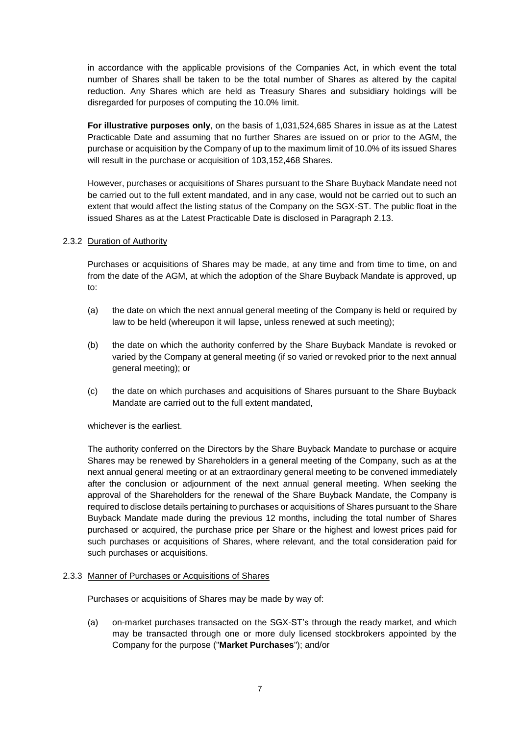in accordance with the applicable provisions of the Companies Act, in which event the total number of Shares shall be taken to be the total number of Shares as altered by the capital reduction. Any Shares which are held as Treasury Shares and subsidiary holdings will be disregarded for purposes of computing the 10.0% limit.

**For illustrative purposes only**, on the basis of 1,031,524,685 Shares in issue as at the Latest Practicable Date and assuming that no further Shares are issued on or prior to the AGM, the purchase or acquisition by the Company of up to the maximum limit of 10.0% of its issued Shares will result in the purchase or acquisition of 103,152,468 Shares.

However, purchases or acquisitions of Shares pursuant to the Share Buyback Mandate need not be carried out to the full extent mandated, and in any case, would not be carried out to such an extent that would affect the listing status of the Company on the SGX-ST. The public float in the issued Shares as at the Latest Practicable Date is disclosed in Paragraph 2.13.

2.3.2 Duration of Authority

Purchases or acquisitions of Shares may be made, at any time and from time to time, on and from the date of the AGM, at which the adoption of the Share Buyback Mandate is approved, up to:

(a) the date on which the next annual general meeting of the Company is held or required by law to be held (whereupon it will lapse, unless renewed at such meeting);

(b) the date on which the authority conferred by the Share Buyback Mandate is revoked or varied by the Company at general meeting (if so varied or revoked prior to the next annual general meeting); or

(c) the date on which purchases and acquisitions of Shares pursuant to the Share Buyback Mandate are carried out to the full extent mandated,

whichever is the earliest.

The authority conferred on the Directors by the Share Buyback Mandate to purchase or acquire Shares may be renewed by Shareholders in a general meeting of the Company, such as at the next annual general meeting or at an extraordinary general meeting to be convened immediately after the conclusion or adjournment of the next annual general meeting. When seeking the approval of the Shareholders for the renewal of the Share Buyback Mandate, the Company is required to disclose details pertaining to purchases or acquisitions of Shares pursuant to the Share Buyback Mandate made during the previous 12 months, including the total number of Shares purchased or acquired, the purchase price per Share or the highest and lowest prices paid for such purchases or acquisitions of Shares, where relevant, and the total consideration paid for such purchases or acquisitions.

2.3.3 Manner of Purchases or Acquisitions of Shares

Purchases or acquisitions of Shares may be made by way of:

(a) on-market purchases transacted on the SGX-ST's through the ready market, and which may be transacted through one or more duly licensed stockbrokers appointed by the Company for the purpose ("**Market Purchases**"); and/or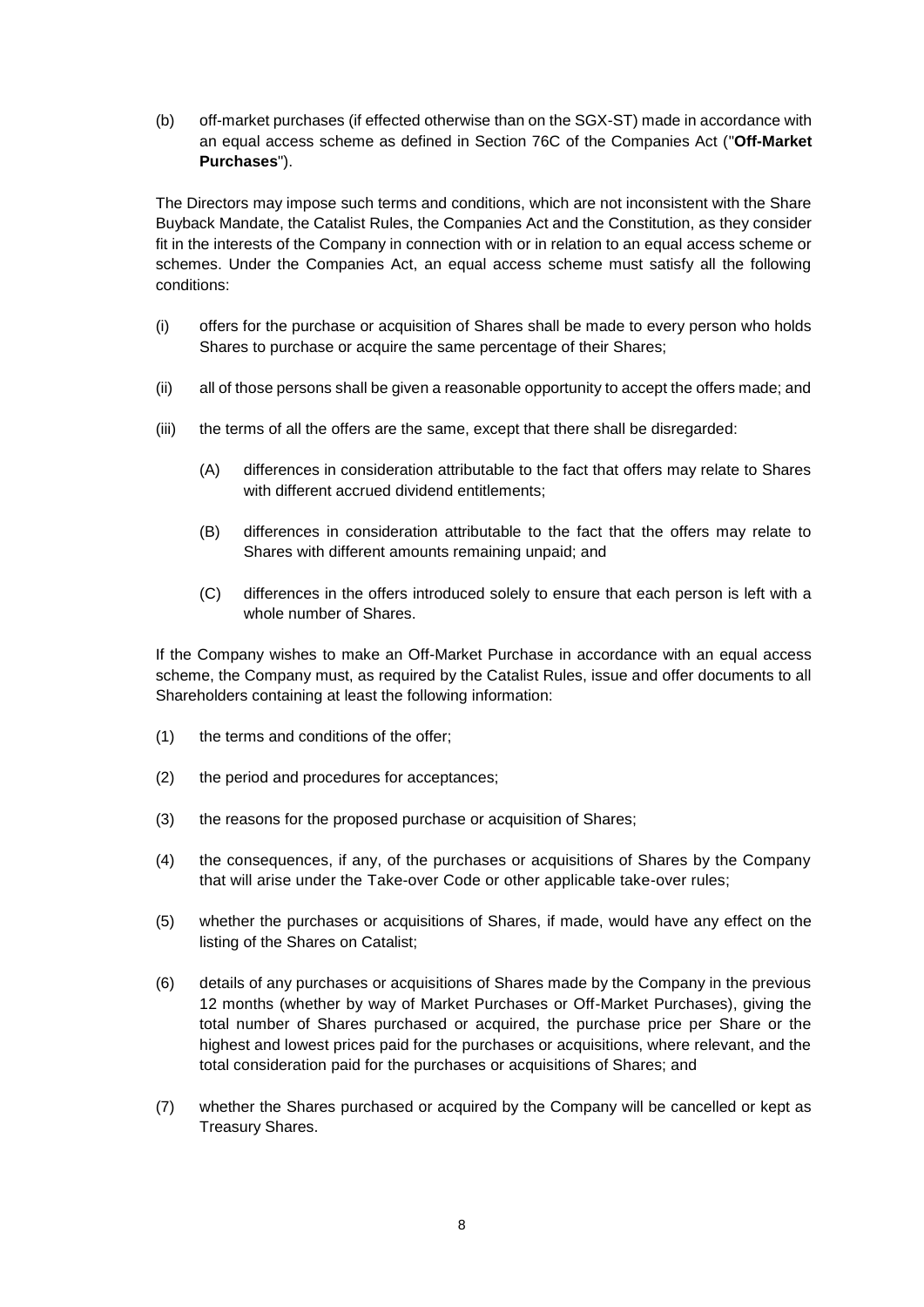(b) off-market purchases (if effected otherwise than on the SGX-ST) made in accordance with an equal access scheme as defined in Section 76C of the Companies Act ("**Off-Market Purchases**").

The Directors may impose such terms and conditions, which are not inconsistent with the Share Buyback Mandate, the Catalist Rules, the Companies Act and the Constitution, as they consider fit in the interests of the Company in connection with or in relation to an equal access scheme or schemes. Under the Companies Act, an equal access scheme must satisfy all the following conditions:

(i) offers for the purchase or acquisition of Shares shall be made to every person who holds Shares to purchase or acquire the same percentage of their Shares;

(ii) all of those persons shall be given a reasonable opportunity to accept the offers made; and

(iii) the terms of all the offers are the same, except that there shall be disregarded:

   (A) differences in consideration attributable to the fact that offers may relate to Shares with different accrued dividend entitlements;

   (B) differences in consideration attributable to the fact that the offers may relate to Shares with different amounts remaining unpaid; and

   (C) differences in the offers introduced solely to ensure that each person is left with a whole number of Shares.

If the Company wishes to make an Off-Market Purchase in accordance with an equal access scheme, the Company must, as required by the Catalist Rules, issue and offer documents to all Shareholders containing at least the following information:

(1) the terms and conditions of the offer;

(2) the period and procedures for acceptances;

(3) the reasons for the proposed purchase or acquisition of Shares;

(4) the consequences, if any, of the purchases or acquisitions of Shares by the Company that will arise under the Take-over Code or other applicable take-over rules;

(5) whether the purchases or acquisitions of Shares, if made, would have any effect on the listing of the Shares on Catalist;

(6) details of any purchases or acquisitions of Shares made by the Company in the previous 12 months (whether by way of Market Purchases or Off-Market Purchases), giving the total number of Shares purchased or acquired, the purchase price per Share or the highest and lowest prices paid for the purchases or acquisitions, where relevant, and the total consideration paid for the purchases or acquisitions of Shares; and

(7) whether the Shares purchased or acquired by the Company will be cancelled or kept as Treasury Shares.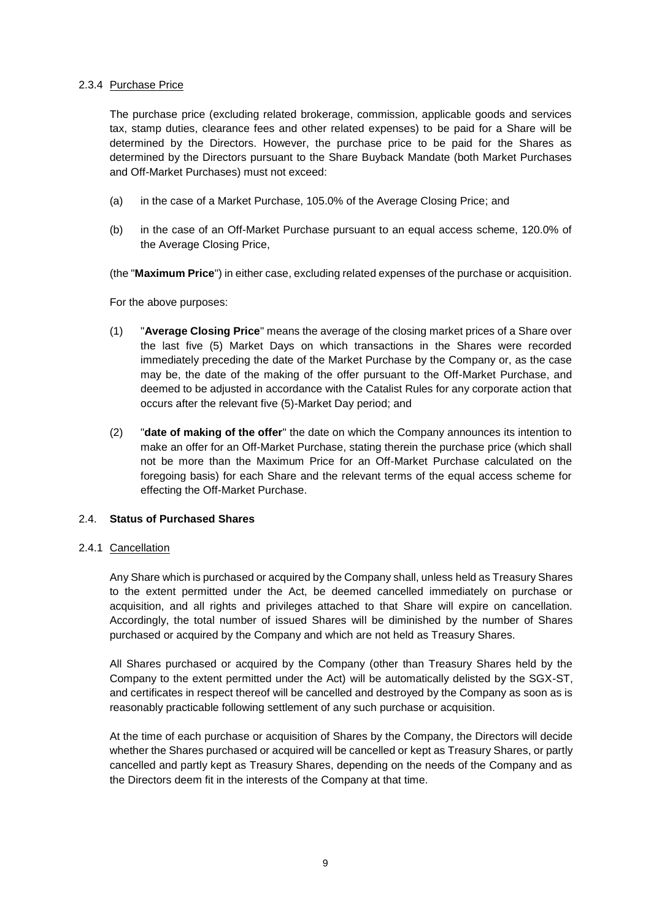2.3.4 Purchase Price

The purchase price (excluding related brokerage, commission, applicable goods and services tax, stamp duties, clearance fees and other related expenses) to be paid for a Share will be determined by the Directors. However, the purchase price to be paid for the Shares as determined by the Directors pursuant to the Share Buyback Mandate (both Market Purchases and Off-Market Purchases) must not exceed:

(a) in the case of a Market Purchase, 105.0% of the Average Closing Price; and

(b) in the case of an Off-Market Purchase pursuant to an equal access scheme, 120.0% of the Average Closing Price,

(the "**Maximum Price**") in either case, excluding related expenses of the purchase or acquisition.

For the above purposes:

(1) "**Average Closing Price**" means the average of the closing market prices of a Share over the last five (5) Market Days on which transactions in the Shares were recorded immediately preceding the date of the Market Purchase by the Company or, as the case may be, the date of the making of the offer pursuant to the Off-Market Purchase, and deemed to be adjusted in accordance with the Catalist Rules for any corporate action that occurs after the relevant five (5)-Market Day period; and

(2) "**date of making of the offer**" the date on which the Company announces its intention to make an offer for an Off-Market Purchase, stating therein the purchase price (which shall not be more than the Maximum Price for an Off-Market Purchase calculated on the foregoing basis) for each Share and the relevant terms of the equal access scheme for effecting the Off-Market Purchase.

### 2.4. Status of Purchased Shares

2.4.1 Cancellation

Any Share which is purchased or acquired by the Company shall, unless held as Treasury Shares to the extent permitted under the Act, be deemed cancelled immediately on purchase or acquisition, and all rights and privileges attached to that Share will expire on cancellation. Accordingly, the total number of issued Shares will be diminished by the number of Shares purchased or acquired by the Company and which are not held as Treasury Shares.

All Shares purchased or acquired by the Company (other than Treasury Shares held by the Company to the extent permitted under the Act) will be automatically delisted by the SGX-ST, and certificates in respect thereof will be cancelled and destroyed by the Company as soon as is reasonably practicable following settlement of any such purchase or acquisition.

At the time of each purchase or acquisition of Shares by the Company, the Directors will decide whether the Shares purchased or acquired will be cancelled or kept as Treasury Shares, or partly cancelled and partly kept as Treasury Shares, depending on the needs of the Company and as the Directors deem fit in the interests of the Company at that time.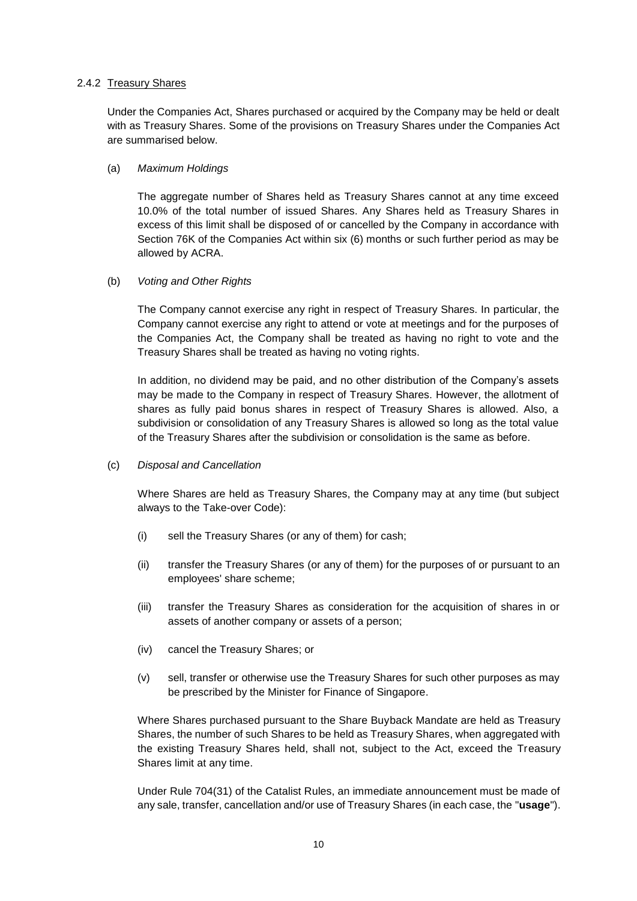### 2.4.2 Treasury Shares

Under the Companies Act, Shares purchased or acquired by the Company may be held or dealt with as Treasury Shares. Some of the provisions on Treasury Shares under the Companies Act are summarised below.

(a) *Maximum Holdings*

The aggregate number of Shares held as Treasury Shares cannot at any time exceed 10.0% of the total number of issued Shares. Any Shares held as Treasury Shares in excess of this limit shall be disposed of or cancelled by the Company in accordance with Section 76K of the Companies Act within six (6) months or such further period as may be allowed by ACRA.

(b) *Voting and Other Rights*

The Company cannot exercise any right in respect of Treasury Shares. In particular, the Company cannot exercise any right to attend or vote at meetings and for the purposes of the Companies Act, the Company shall be treated as having no right to vote and the Treasury Shares shall be treated as having no voting rights.

In addition, no dividend may be paid, and no other distribution of the Company's assets may be made to the Company in respect of Treasury Shares. However, the allotment of shares as fully paid bonus shares in respect of Treasury Shares is allowed. Also, a subdivision or consolidation of any Treasury Shares is allowed so long as the total value of the Treasury Shares after the subdivision or consolidation is the same as before.

(c) *Disposal and Cancellation*

Where Shares are held as Treasury Shares, the Company may at any time (but subject always to the Take-over Code):

(i) sell the Treasury Shares (or any of them) for cash;

(ii) transfer the Treasury Shares (or any of them) for the purposes of or pursuant to an employees' share scheme;

(iii) transfer the Treasury Shares as consideration for the acquisition of shares in or assets of another company or assets of a person;

(iv) cancel the Treasury Shares; or

(v) sell, transfer or otherwise use the Treasury Shares for such other purposes as may be prescribed by the Minister for Finance of Singapore.

Where Shares purchased pursuant to the Share Buyback Mandate are held as Treasury Shares, the number of such Shares to be held as Treasury Shares, when aggregated with the existing Treasury Shares held, shall not, subject to the Act, exceed the Treasury Shares limit at any time.

Under Rule 704(31) of the Catalist Rules, an immediate announcement must be made of any sale, transfer, cancellation and/or use of Treasury Shares (in each case, the "**usage**").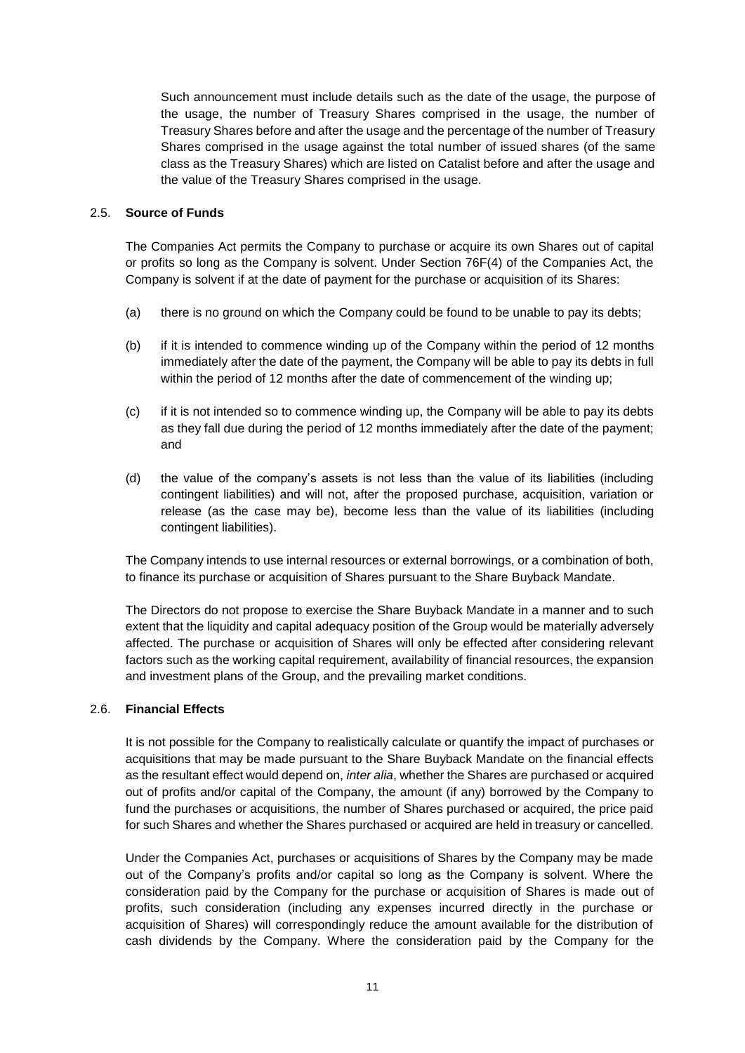Such announcement must include details such as the date of the usage, the purpose of the usage, the number of Treasury Shares comprised in the usage, the number of Treasury Shares before and after the usage and the percentage of the number of Treasury Shares comprised in the usage against the total number of issued shares (of the same class as the Treasury Shares) which are listed on Catalist before and after the usage and the value of the Treasury Shares comprised in the usage.

### 2.5. Source of Funds

The Companies Act permits the Company to purchase or acquire its own Shares out of capital or profits so long as the Company is solvent. Under Section 76F(4) of the Companies Act, the Company is solvent if at the date of payment for the purchase or acquisition of its Shares:

(a) there is no ground on which the Company could be found to be unable to pay its debts;

(b) if it is intended to commence winding up of the Company within the period of 12 months immediately after the date of the payment, the Company will be able to pay its debts in full within the period of 12 months after the date of commencement of the winding up;

(c) if it is not intended so to commence winding up, the Company will be able to pay its debts as they fall due during the period of 12 months immediately after the date of the payment; and

(d) the value of the company's assets is not less than the value of its liabilities (including contingent liabilities) and will not, after the proposed purchase, acquisition, variation or release (as the case may be), become less than the value of its liabilities (including contingent liabilities).

The Company intends to use internal resources or external borrowings, or a combination of both, to finance its purchase or acquisition of Shares pursuant to the Share Buyback Mandate.

The Directors do not propose to exercise the Share Buyback Mandate in a manner and to such extent that the liquidity and capital adequacy position of the Group would be materially adversely affected. The purchase or acquisition of Shares will only be effected after considering relevant factors such as the working capital requirement, availability of financial resources, the expansion and investment plans of the Group, and the prevailing market conditions.

### 2.6. Financial Effects

It is not possible for the Company to realistically calculate or quantify the impact of purchases or acquisitions that may be made pursuant to the Share Buyback Mandate on the financial effects as the resultant effect would depend on, *inter alia*, whether the Shares are purchased or acquired out of profits and/or capital of the Company, the amount (if any) borrowed by the Company to fund the purchases or acquisitions, the number of Shares purchased or acquired, the price paid for such Shares and whether the Shares purchased or acquired are held in treasury or cancelled.

Under the Companies Act, purchases or acquisitions of Shares by the Company may be made out of the Company's profits and/or capital so long as the Company is solvent. Where the consideration paid by the Company for the purchase or acquisition of Shares is made out of profits, such consideration (including any expenses incurred directly in the purchase or acquisition of Shares) will correspondingly reduce the amount available for the distribution of cash dividends by the Company. Where the consideration paid by the Company for the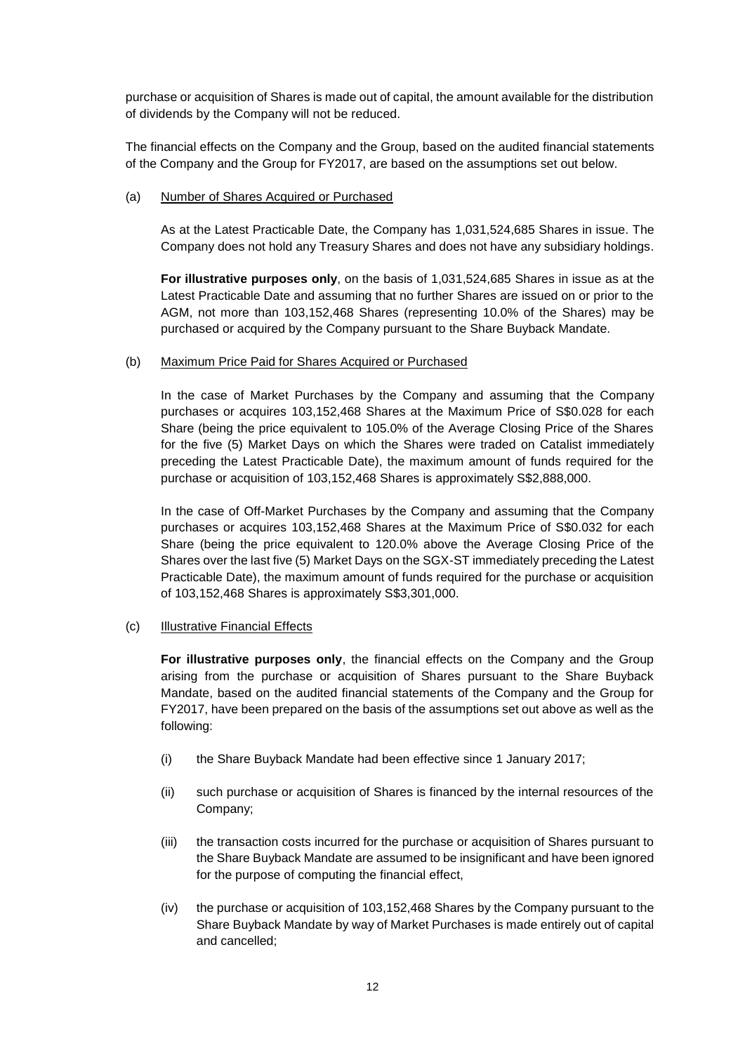purchase or acquisition of Shares is made out of capital, the amount available for the distribution of dividends by the Company will not be reduced.

The financial effects on the Company and the Group, based on the audited financial statements of the Company and the Group for FY2017, are based on the assumptions set out below.

(a) Number of Shares Acquired or Purchased

As at the Latest Practicable Date, the Company has 1,031,524,685 Shares in issue. The Company does not hold any Treasury Shares and does not have any subsidiary holdings.

**For illustrative purposes only**, on the basis of 1,031,524,685 Shares in issue as at the Latest Practicable Date and assuming that no further Shares are issued on or prior to the AGM, not more than 103,152,468 Shares (representing 10.0% of the Shares) may be purchased or acquired by the Company pursuant to the Share Buyback Mandate.

(b) Maximum Price Paid for Shares Acquired or Purchased

In the case of Market Purchases by the Company and assuming that the Company purchases or acquires 103,152,468 Shares at the Maximum Price of S$0.028 for each Share (being the price equivalent to 105.0% of the Average Closing Price of the Shares for the five (5) Market Days on which the Shares were traded on Catalist immediately preceding the Latest Practicable Date), the maximum amount of funds required for the purchase or acquisition of 103,152,468 Shares is approximately S$2,888,000.

In the case of Off-Market Purchases by the Company and assuming that the Company purchases or acquires 103,152,468 Shares at the Maximum Price of S$0.032 for each Share (being the price equivalent to 120.0% above the Average Closing Price of the Shares over the last five (5) Market Days on the SGX-ST immediately preceding the Latest Practicable Date), the maximum amount of funds required for the purchase or acquisition of 103,152,468 Shares is approximately S$3,301,000.

(c) Illustrative Financial Effects

**For illustrative purposes only**, the financial effects on the Company and the Group arising from the purchase or acquisition of Shares pursuant to the Share Buyback Mandate, based on the audited financial statements of the Company and the Group for FY2017, have been prepared on the basis of the assumptions set out above as well as the following:

(i) the Share Buyback Mandate had been effective since 1 January 2017;

(ii) such purchase or acquisition of Shares is financed by the internal resources of the Company;

(iii) the transaction costs incurred for the purchase or acquisition of Shares pursuant to the Share Buyback Mandate are assumed to be insignificant and have been ignored for the purpose of computing the financial effect,

(iv) the purchase or acquisition of 103,152,468 Shares by the Company pursuant to the Share Buyback Mandate by way of Market Purchases is made entirely out of capital and cancelled;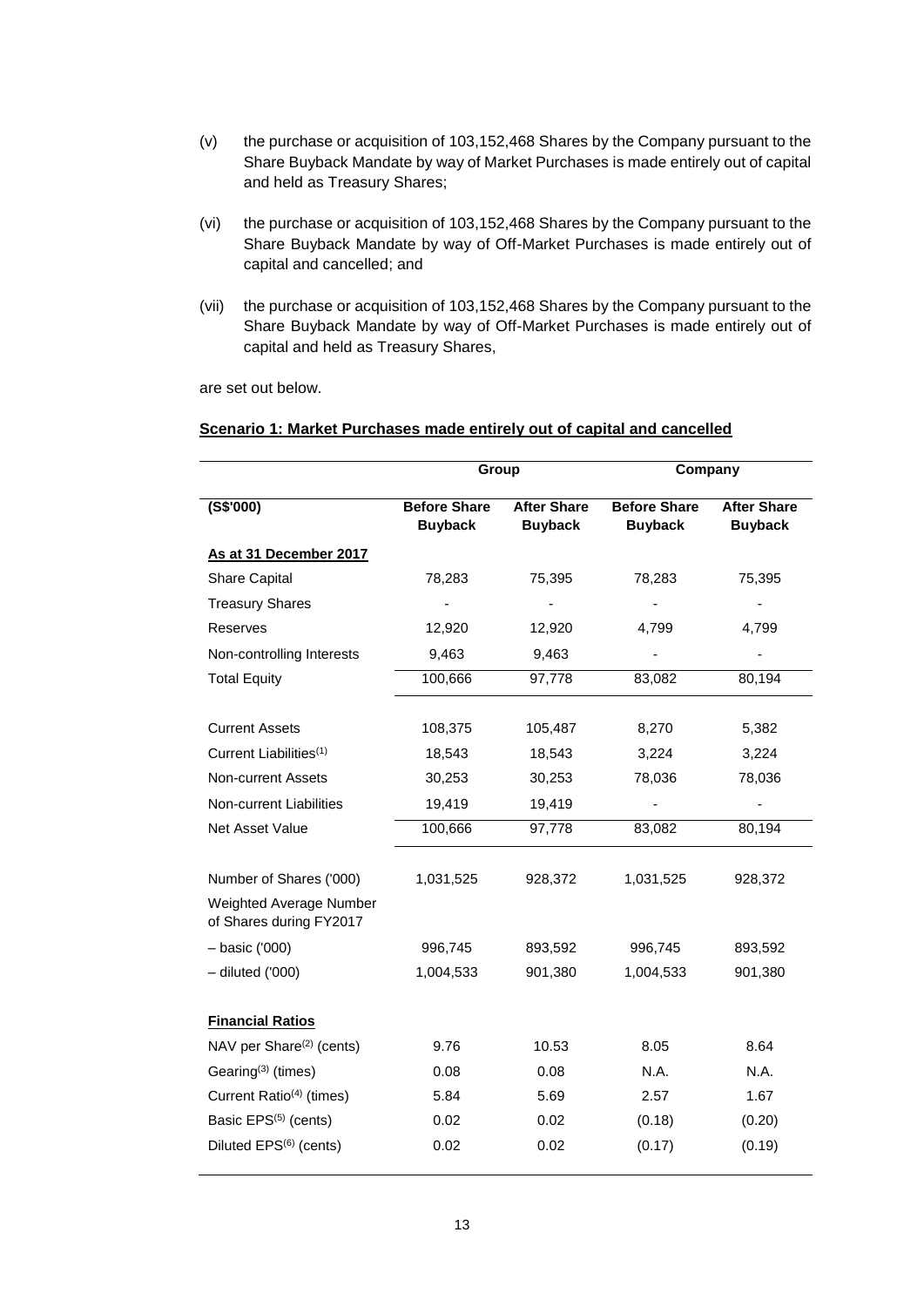(v) the purchase or acquisition of 103,152,468 Shares by the Company pursuant to the Share Buyback Mandate by way of Market Purchases is made entirely out of capital and held as Treasury Shares;

(vi) the purchase or acquisition of 103,152,468 Shares by the Company pursuant to the Share Buyback Mandate by way of Off-Market Purchases is made entirely out of capital and cancelled; and

(vii) the purchase or acquisition of 103,152,468 Shares by the Company pursuant to the Share Buyback Mandate by way of Off-Market Purchases is made entirely out of capital and held as Treasury Shares,

are set out below.

**Scenario 1: Market Purchases made entirely out of capital and cancelled**

| | Group | | Company | |
|---|---|---|---|---|
| **(S$'000)** | **Before Share Buyback** | **After Share Buyback** | **Before Share Buyback** | **After Share Buyback** |
| **As at 31 December 2017** | | | | |
| Share Capital | 78,283 | 75,395 | 78,283 | 75,395 |
| Treasury Shares | - | - | - | - |
| Reserves | 12,920 | 12,920 | 4,799 | 4,799 |
| Non-controlling Interests | 9,463 | 9,463 | - | - |
| Total Equity | 100,666 | 97,778 | 83,082 | 80,194 |
| | | | | |
| Current Assets | 108,375 | 105,487 | 8,270 | 5,382 |
| Current Liabilities[1] | 18,543 | 18,543 | 3,224 | 3,224 |
| Non-current Assets | 30,253 | 30,253 | 78,036 | 78,036 |
| Non-current Liabilities | 19,419 | 19,419 | - | - |
| Net Asset Value | 100,666 | 97,778 | 83,082 | 80,194 |
| | | | | |
| Number of Shares ('000) | 1,031,525 | 928,372 | 1,031,525 | 928,372 |
| Weighted Average Number of Shares during FY2017 | | | | |
| – basic ('000) | 996,745 | 893,592 | 996,745 | 893,592 |
| – diluted ('000) | 1,004,533 | 901,380 | 1,004,533 | 901,380 |
| | | | | |
| **Financial Ratios** | | | | |
| NAV per Share[2] (cents) | 9.76 | 10.53 | 8.05 | 8.64 |
| Gearing[3] (times) | 0.08 | 0.08 | N.A. | N.A. |
| Current Ratio[4] (times) | 5.84 | 5.69 | 2.57 | 1.67 |
| Basic EPS[5] (cents) | 0.02 | 0.02 | (0.18) | (0.20) |
| Diluted EPS[6] (cents) | 0.02 | 0.02 | (0.17) | (0.19) |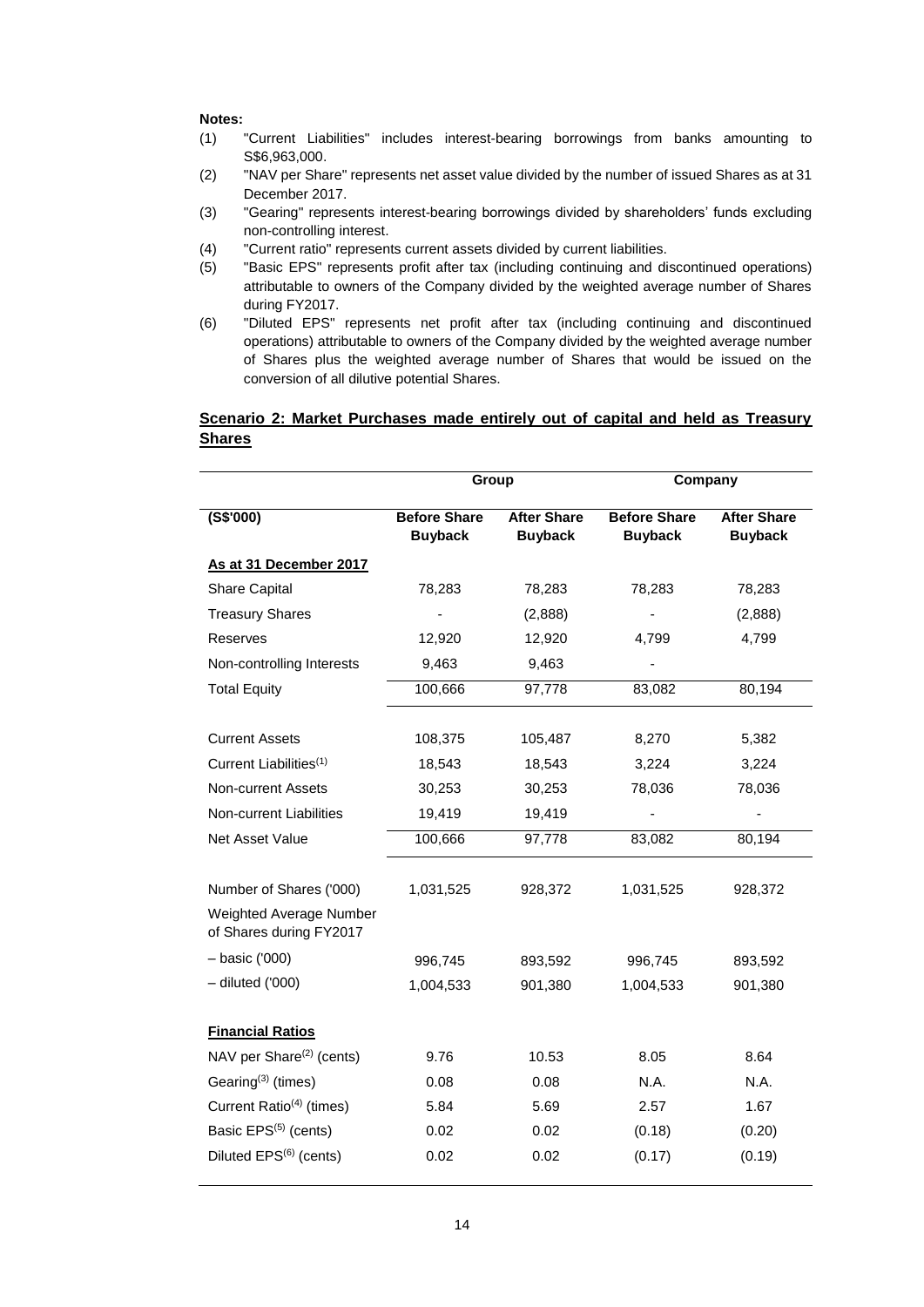**Notes:**

(1) "Current Liabilities" includes interest-bearing borrowings from banks amounting to S$6,963,000.

(2) "NAV per Share" represents net asset value divided by the number of issued Shares as at 31 December 2017.

(3) "Gearing" represents interest-bearing borrowings divided by shareholders' funds excluding non-controlling interest.

(4) "Current ratio" represents current assets divided by current liabilities.

(5) "Basic EPS" represents profit after tax (including continuing and discontinued operations) attributable to owners of the Company divided by the weighted average number of Shares during FY2017.

(6) "Diluted EPS" represents net profit after tax (including continuing and discontinued operations) attributable to owners of the Company divided by the weighted average number of Shares plus the weighted average number of Shares that would be issued on the conversion of all dilutive potential Shares.

**Scenario 2: Market Purchases made entirely out of capital and held as Treasury Shares**

| | Group | | Company | |
|---|---|---|---|---|
| **(S$'000)** | **Before Share Buyback** | **After Share Buyback** | **Before Share Buyback** | **After Share Buyback** |
| **As at 31 December 2017** | | | | |
| Share Capital | 78,283 | 78,283 | 78,283 | 78,283 |
| Treasury Shares | - | (2,888) | - | (2,888) |
| Reserves | 12,920 | 12,920 | 4,799 | 4,799 |
| Non-controlling Interests | 9,463 | 9,463 | - | |
| Total Equity | 100,666 | 97,778 | 83,082 | 80,194 |
| | | | | |
| Current Assets | 108,375 | 105,487 | 8,270 | 5,382 |
| Current Liabilities[(1)] | 18,543 | 18,543 | 3,224 | 3,224 |
| Non-current Assets | 30,253 | 30,253 | 78,036 | 78,036 |
| Non-current Liabilities | 19,419 | 19,419 | - | - |
| Net Asset Value | 100,666 | 97,778 | 83,082 | 80,194 |
| | | | | |
| Number of Shares ('000) | 1,031,525 | 928,372 | 1,031,525 | 928,372 |
| Weighted Average Number of Shares during FY2017 | | | | |
| – basic ('000) | 996,745 | 893,592 | 996,745 | 893,592 |
| – diluted ('000) | 1,004,533 | 901,380 | 1,004,533 | 901,380 |
| | | | | |
| **Financial Ratios** | | | | |
| NAV per Share[(2)] (cents) | 9.76 | 10.53 | 8.05 | 8.64 |
| Gearing[(3)] (times) | 0.08 | 0.08 | N.A. | N.A. |
| Current Ratio[(4)] (times) | 5.84 | 5.69 | 2.57 | 1.67 |
| Basic EPS[(5)] (cents) | 0.02 | 0.02 | (0.18) | (0.20) |
| Diluted EPS[(6)] (cents) | 0.02 | 0.02 | (0.17) | (0.19) |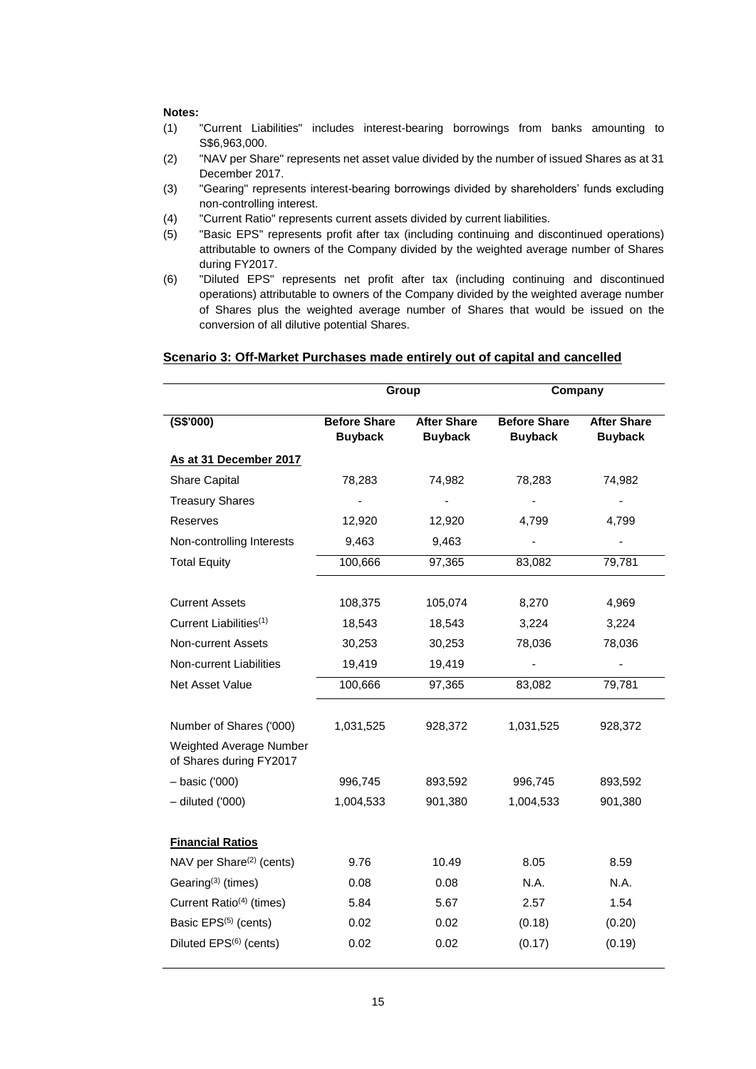**Notes:**

(1) "Current Liabilities" includes interest-bearing borrowings from banks amounting to S$6,963,000.

(2) "NAV per Share" represents net asset value divided by the number of issued Shares as at 31 December 2017.

(3) "Gearing" represents interest-bearing borrowings divided by shareholders' funds excluding non-controlling interest.

(4) "Current Ratio" represents current assets divided by current liabilities.

(5) "Basic EPS" represents profit after tax (including continuing and discontinued operations) attributable to owners of the Company divided by the weighted average number of Shares during FY2017.

(6) "Diluted EPS" represents net profit after tax (including continuing and discontinued operations) attributable to owners of the Company divided by the weighted average number of Shares plus the weighted average number of Shares that would be issued on the conversion of all dilutive potential Shares.

**Scenario 3: Off-Market Purchases made entirely out of capital and cancelled**

| | Group | | Company | |
|---|---|---|---|---|
| **(S$'000)** | **Before Share Buyback** | **After Share Buyback** | **Before Share Buyback** | **After Share Buyback** |
| **As at 31 December 2017** | | | | |
| Share Capital | 78,283 | 74,982 | 78,283 | 74,982 |
| Treasury Shares | - | - | - | - |
| Reserves | 12,920 | 12,920 | 4,799 | 4,799 |
| Non-controlling Interests | 9,463 | 9,463 | - | - |
| Total Equity | 100,666 | 97,365 | 83,082 | 79,781 |
| | | | | |
| Current Assets | 108,375 | 105,074 | 8,270 | 4,969 |
| Current Liabilities[(1)] | 18,543 | 18,543 | 3,224 | 3,224 |
| Non-current Assets | 30,253 | 30,253 | 78,036 | 78,036 |
| Non-current Liabilities | 19,419 | 19,419 | - | - |
| Net Asset Value | 100,666 | 97,365 | 83,082 | 79,781 |
| | | | | |
| Number of Shares ('000) | 1,031,525 | 928,372 | 1,031,525 | 928,372 |
| Weighted Average Number of Shares during FY2017 | | | | |
| – basic ('000) | 996,745 | 893,592 | 996,745 | 893,592 |
| – diluted ('000) | 1,004,533 | 901,380 | 1,004,533 | 901,380 |
| | | | | |
| **Financial Ratios** | | | | |
| NAV per Share[(2)] (cents) | 9.76 | 10.49 | 8.05 | 8.59 |
| Gearing[(3)] (times) | 0.08 | 0.08 | N.A. | N.A. |
| Current Ratio[(4)] (times) | 5.84 | 5.67 | 2.57 | 1.54 |
| Basic EPS[(5)] (cents) | 0.02 | 0.02 | (0.18) | (0.20) |
| Diluted EPS[(6)] (cents) | 0.02 | 0.02 | (0.17) | (0.19) |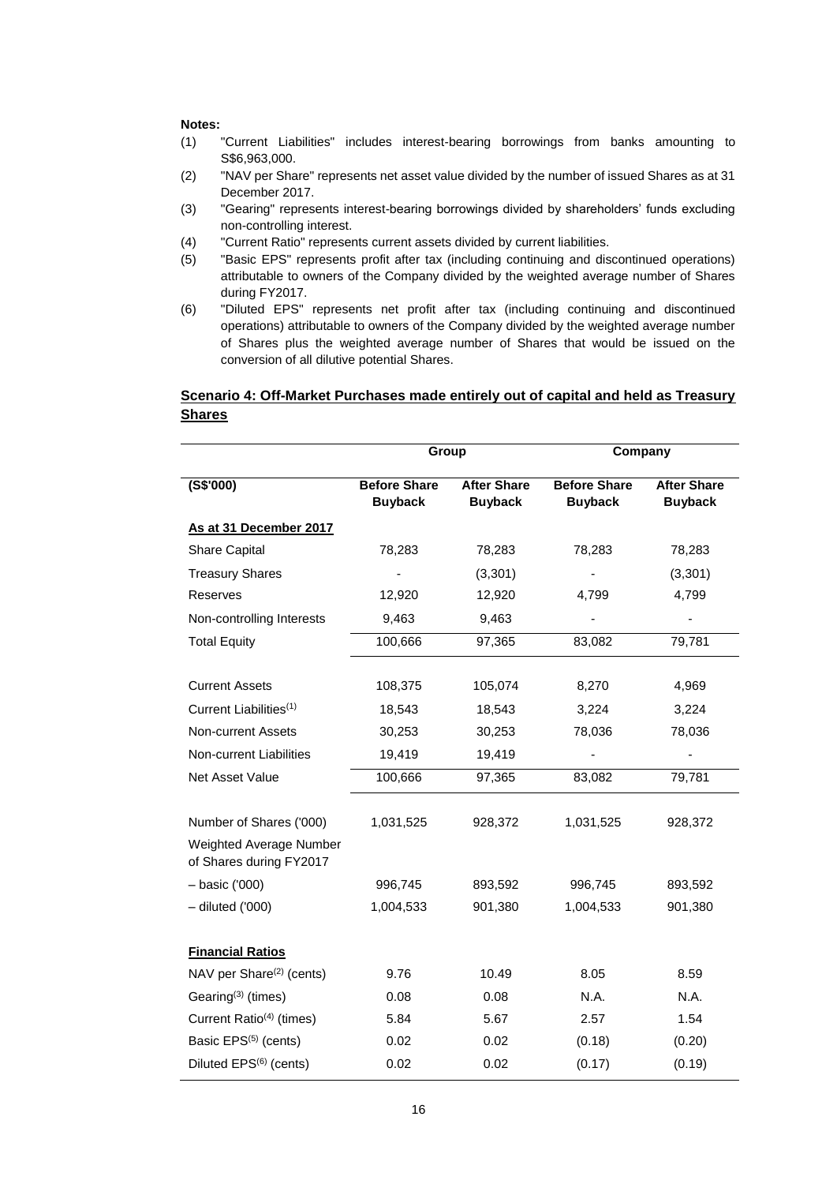**Notes:**

(1) "Current Liabilities" includes interest-bearing borrowings from banks amounting to S$6,963,000.

(2) "NAV per Share" represents net asset value divided by the number of issued Shares as at 31 December 2017.

(3) "Gearing" represents interest-bearing borrowings divided by shareholders' funds excluding non-controlling interest.

(4) "Current Ratio" represents current assets divided by current liabilities.

(5) "Basic EPS" represents profit after tax (including continuing and discontinued operations) attributable to owners of the Company divided by the weighted average number of Shares during FY2017.

(6) "Diluted EPS" represents net profit after tax (including continuing and discontinued operations) attributable to owners of the Company divided by the weighted average number of Shares plus the weighted average number of Shares that would be issued on the conversion of all dilutive potential Shares.

**<u>Scenario 4: Off-Market Purchases made entirely out of capital and held as Treasury Shares</u>**

| | Group | | Company | |
|---|---|---|---|---|
| **(S$'000)** | **Before Share Buyback** | **After Share Buyback** | **Before Share Buyback** | **After Share Buyback** |
| **<u>As at 31 December 2017</u>** | | | | |
| Share Capital | 78,283 | 78,283 | 78,283 | 78,283 |
| Treasury Shares | - | (3,301) | - | (3,301) |
| Reserves | 12,920 | 12,920 | 4,799 | 4,799 |
| Non-controlling Interests | 9,463 | 9,463 | - | - |
| Total Equity | 100,666 | 97,365 | 83,082 | 79,781 |
| | | | | |
| Current Assets | 108,375 | 105,074 | 8,270 | 4,969 |
| Current Liabilities(1) | 18,543 | 18,543 | 3,224 | 3,224 |
| Non-current Assets | 30,253 | 30,253 | 78,036 | 78,036 |
| Non-current Liabilities | 19,419 | 19,419 | - | - |
| Net Asset Value | 100,666 | 97,365 | 83,082 | 79,781 |
| | | | | |
| Number of Shares ('000) | 1,031,525 | 928,372 | 1,031,525 | 928,372 |
| Weighted Average Number of Shares during FY2017 | | | | |
| – basic ('000) | 996,745 | 893,592 | 996,745 | 893,592 |
| – diluted ('000) | 1,004,533 | 901,380 | 1,004,533 | 901,380 |
| | | | | |
| **<u>Financial Ratios</u>** | | | | |
| NAV per Share(2) (cents) | 9.76 | 10.49 | 8.05 | 8.59 |
| Gearing(3) (times) | 0.08 | 0.08 | N.A. | N.A. |
| Current Ratio(4) (times) | 5.84 | 5.67 | 2.57 | 1.54 |
| Basic EPS(5) (cents) | 0.02 | 0.02 | (0.18) | (0.20) |
| Diluted EPS(6) (cents) | 0.02 | 0.02 | (0.17) | (0.19) |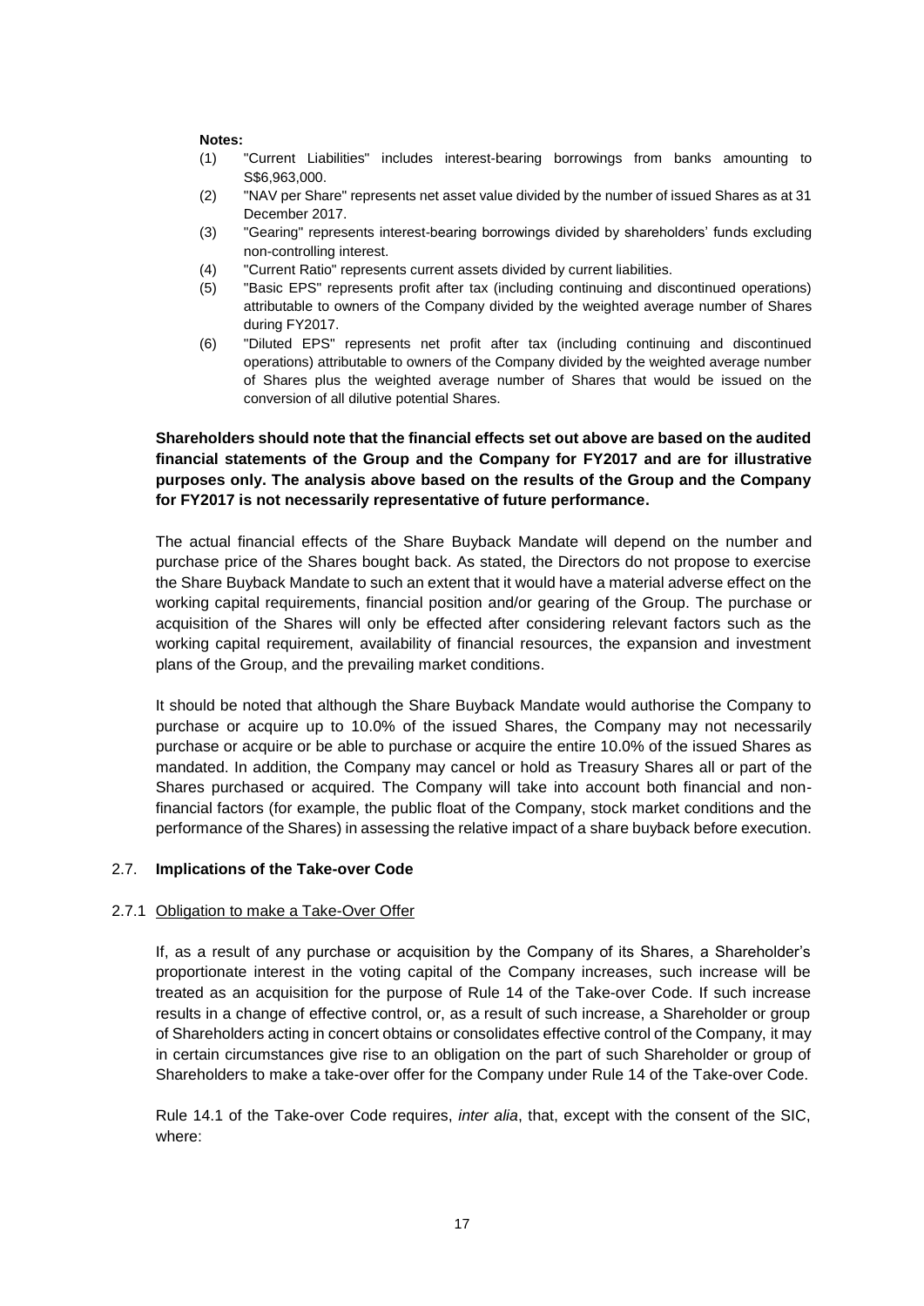**Notes:**

(1) "Current Liabilities" includes interest-bearing borrowings from banks amounting to S$6,963,000.

(2) "NAV per Share" represents net asset value divided by the number of issued Shares as at 31 December 2017.

(3) "Gearing" represents interest-bearing borrowings divided by shareholders' funds excluding non-controlling interest.

(4) "Current Ratio" represents current assets divided by current liabilities.

(5) "Basic EPS" represents profit after tax (including continuing and discontinued operations) attributable to owners of the Company divided by the weighted average number of Shares during FY2017.

(6) "Diluted EPS" represents net profit after tax (including continuing and discontinued operations) attributable to owners of the Company divided by the weighted average number of Shares plus the weighted average number of Shares that would be issued on the conversion of all dilutive potential Shares.

**Shareholders should note that the financial effects set out above are based on the audited financial statements of the Group and the Company for FY2017 and are for illustrative purposes only. The analysis above based on the results of the Group and the Company for FY2017 is not necessarily representative of future performance.**

The actual financial effects of the Share Buyback Mandate will depend on the number and purchase price of the Shares bought back. As stated, the Directors do not propose to exercise the Share Buyback Mandate to such an extent that it would have a material adverse effect on the working capital requirements, financial position and/or gearing of the Group. The purchase or acquisition of the Shares will only be effected after considering relevant factors such as the working capital requirement, availability of financial resources, the expansion and investment plans of the Group, and the prevailing market conditions.

It should be noted that although the Share Buyback Mandate would authorise the Company to purchase or acquire up to 10.0% of the issued Shares, the Company may not necessarily purchase or acquire or be able to purchase or acquire the entire 10.0% of the issued Shares as mandated. In addition, the Company may cancel or hold as Treasury Shares all or part of the Shares purchased or acquired. The Company will take into account both financial and non-financial factors (for example, the public float of the Company, stock market conditions and the performance of the Shares) in assessing the relative impact of a share buyback before execution.

### 2.7. Implications of the Take-over Code

#### 2.7.1 Obligation to make a Take-Over Offer

If, as a result of any purchase or acquisition by the Company of its Shares, a Shareholder's proportionate interest in the voting capital of the Company increases, such increase will be treated as an acquisition for the purpose of Rule 14 of the Take-over Code. If such increase results in a change of effective control, or, as a result of such increase, a Shareholder or group of Shareholders acting in concert obtains or consolidates effective control of the Company, it may in certain circumstances give rise to an obligation on the part of such Shareholder or group of Shareholders to make a take-over offer for the Company under Rule 14 of the Take-over Code.

Rule 14.1 of the Take-over Code requires, *inter alia*, that, except with the consent of the SIC, where: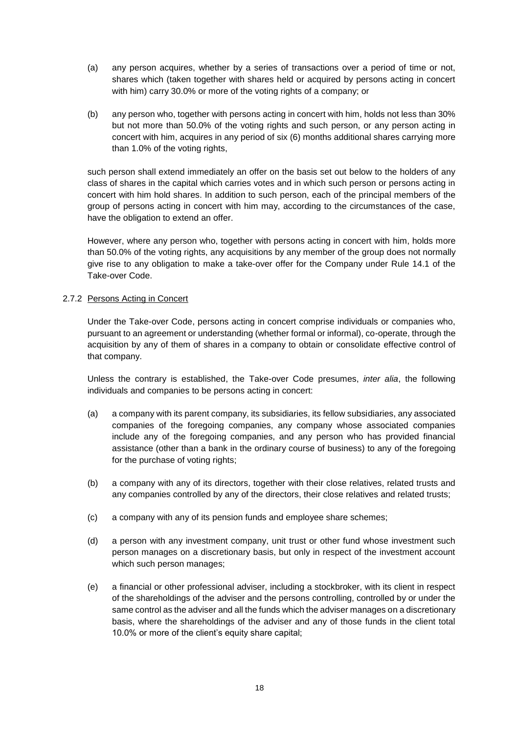(a) any person acquires, whether by a series of transactions over a period of time or not, shares which (taken together with shares held or acquired by persons acting in concert with him) carry 30.0% or more of the voting rights of a company; or

(b) any person who, together with persons acting in concert with him, holds not less than 30% but not more than 50.0% of the voting rights and such person, or any person acting in concert with him, acquires in any period of six (6) months additional shares carrying more than 1.0% of the voting rights,

such person shall extend immediately an offer on the basis set out below to the holders of any class of shares in the capital which carries votes and in which such person or persons acting in concert with him hold shares. In addition to such person, each of the principal members of the group of persons acting in concert with him may, according to the circumstances of the case, have the obligation to extend an offer.

However, where any person who, together with persons acting in concert with him, holds more than 50.0% of the voting rights, any acquisitions by any member of the group does not normally give rise to any obligation to make a take-over offer for the Company under Rule 14.1 of the Take-over Code.

2.7.2 Persons Acting in Concert

Under the Take-over Code, persons acting in concert comprise individuals or companies who, pursuant to an agreement or understanding (whether formal or informal), co-operate, through the acquisition by any of them of shares in a company to obtain or consolidate effective control of that company.

Unless the contrary is established, the Take-over Code presumes, *inter alia*, the following individuals and companies to be persons acting in concert:

(a) a company with its parent company, its subsidiaries, its fellow subsidiaries, any associated companies of the foregoing companies, any company whose associated companies include any of the foregoing companies, and any person who has provided financial assistance (other than a bank in the ordinary course of business) to any of the foregoing for the purchase of voting rights;

(b) a company with any of its directors, together with their close relatives, related trusts and any companies controlled by any of the directors, their close relatives and related trusts;

(c) a company with any of its pension funds and employee share schemes;

(d) a person with any investment company, unit trust or other fund whose investment such person manages on a discretionary basis, but only in respect of the investment account which such person manages;

(e) a financial or other professional adviser, including a stockbroker, with its client in respect of the shareholdings of the adviser and the persons controlling, controlled by or under the same control as the adviser and all the funds which the adviser manages on a discretionary basis, where the shareholdings of the adviser and any of those funds in the client total 10.0% or more of the client's equity share capital;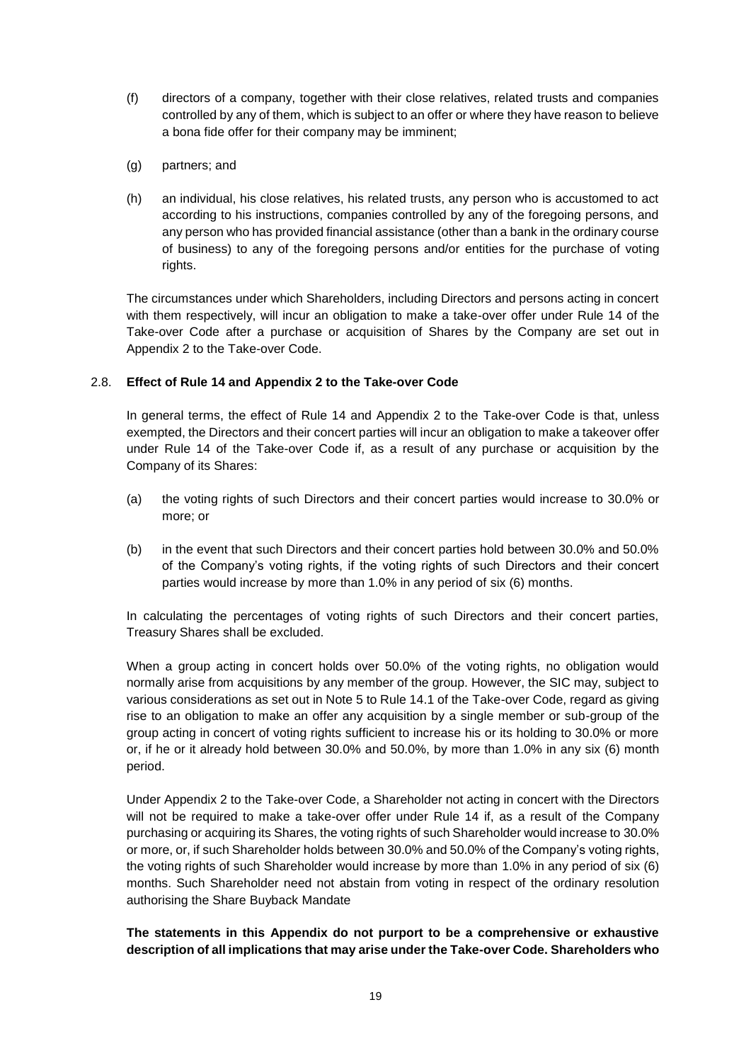(f) directors of a company, together with their close relatives, related trusts and companies controlled by any of them, which is subject to an offer or where they have reason to believe a bona fide offer for their company may be imminent;

(g) partners; and

(h) an individual, his close relatives, his related trusts, any person who is accustomed to act according to his instructions, companies controlled by any of the foregoing persons, and any person who has provided financial assistance (other than a bank in the ordinary course of business) to any of the foregoing persons and/or entities for the purchase of voting rights.

The circumstances under which Shareholders, including Directors and persons acting in concert with them respectively, will incur an obligation to make a take-over offer under Rule 14 of the Take-over Code after a purchase or acquisition of Shares by the Company are set out in Appendix 2 to the Take-over Code.

### 2.8. Effect of Rule 14 and Appendix 2 to the Take-over Code

In general terms, the effect of Rule 14 and Appendix 2 to the Take-over Code is that, unless exempted, the Directors and their concert parties will incur an obligation to make a takeover offer under Rule 14 of the Take-over Code if, as a result of any purchase or acquisition by the Company of its Shares:

(a) the voting rights of such Directors and their concert parties would increase to 30.0% or more; or

(b) in the event that such Directors and their concert parties hold between 30.0% and 50.0% of the Company's voting rights, if the voting rights of such Directors and their concert parties would increase by more than 1.0% in any period of six (6) months.

In calculating the percentages of voting rights of such Directors and their concert parties, Treasury Shares shall be excluded.

When a group acting in concert holds over 50.0% of the voting rights, no obligation would normally arise from acquisitions by any member of the group. However, the SIC may, subject to various considerations as set out in Note 5 to Rule 14.1 of the Take-over Code, regard as giving rise to an obligation to make an offer any acquisition by a single member or sub-group of the group acting in concert of voting rights sufficient to increase his or its holding to 30.0% or more or, if he or it already hold between 30.0% and 50.0%, by more than 1.0% in any six (6) month period.

Under Appendix 2 to the Take-over Code, a Shareholder not acting in concert with the Directors will not be required to make a take-over offer under Rule 14 if, as a result of the Company purchasing or acquiring its Shares, the voting rights of such Shareholder would increase to 30.0% or more, or, if such Shareholder holds between 30.0% and 50.0% of the Company's voting rights, the voting rights of such Shareholder would increase by more than 1.0% in any period of six (6) months. Such Shareholder need not abstain from voting in respect of the ordinary resolution authorising the Share Buyback Mandate

**The statements in this Appendix do not purport to be a comprehensive or exhaustive description of all implications that may arise under the Take-over Code. Shareholders who**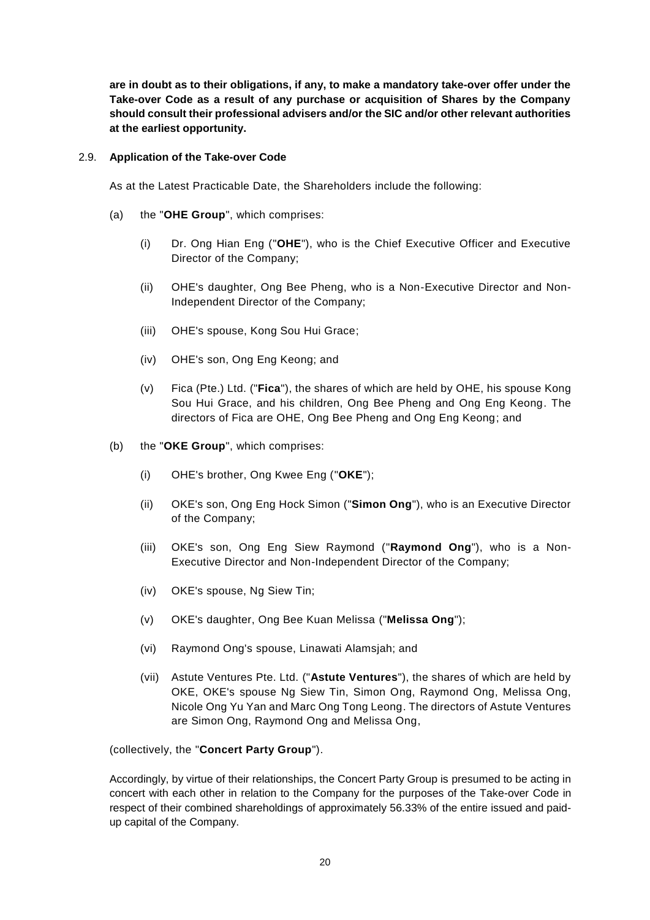**are in doubt as to their obligations, if any, to make a mandatory take-over offer under the Take-over Code as a result of any purchase or acquisition of Shares by the Company should consult their professional advisers and/or the SIC and/or other relevant authorities at the earliest opportunity.**

### 2.9. Application of the Take-over Code

As at the Latest Practicable Date, the Shareholders include the following:

(a) the "**OHE Group**", which comprises:

  (i) Dr. Ong Hian Eng ("**OHE**"), who is the Chief Executive Officer and Executive Director of the Company;

  (ii) OHE's daughter, Ong Bee Pheng, who is a Non-Executive Director and Non-Independent Director of the Company;

  (iii) OHE's spouse, Kong Sou Hui Grace;

  (iv) OHE's son, Ong Eng Keong; and

  (v) Fica (Pte.) Ltd. ("**Fica**"), the shares of which are held by OHE, his spouse Kong Sou Hui Grace, and his children, Ong Bee Pheng and Ong Eng Keong. The directors of Fica are OHE, Ong Bee Pheng and Ong Eng Keong; and

(b) the "**OKE Group**", which comprises:

  (i) OHE's brother, Ong Kwee Eng ("**OKE**");

  (ii) OKE's son, Ong Eng Hock Simon ("**Simon Ong**"), who is an Executive Director of the Company;

  (iii) OKE's son, Ong Eng Siew Raymond ("**Raymond Ong**"), who is a Non-Executive Director and Non-Independent Director of the Company;

  (iv) OKE's spouse, Ng Siew Tin;

  (v) OKE's daughter, Ong Bee Kuan Melissa ("**Melissa Ong**");

  (vi) Raymond Ong's spouse, Linawati Alamsjah; and

  (vii) Astute Ventures Pte. Ltd. ("**Astute Ventures**"), the shares of which are held by OKE, OKE's spouse Ng Siew Tin, Simon Ong, Raymond Ong, Melissa Ong, Nicole Ong Yu Yan and Marc Ong Tong Leong. The directors of Astute Ventures are Simon Ong, Raymond Ong and Melissa Ong,

(collectively, the "**Concert Party Group**").

Accordingly, by virtue of their relationships, the Concert Party Group is presumed to be acting in concert with each other in relation to the Company for the purposes of the Take-over Code in respect of their combined shareholdings of approximately 56.33% of the entire issued and paid-up capital of the Company.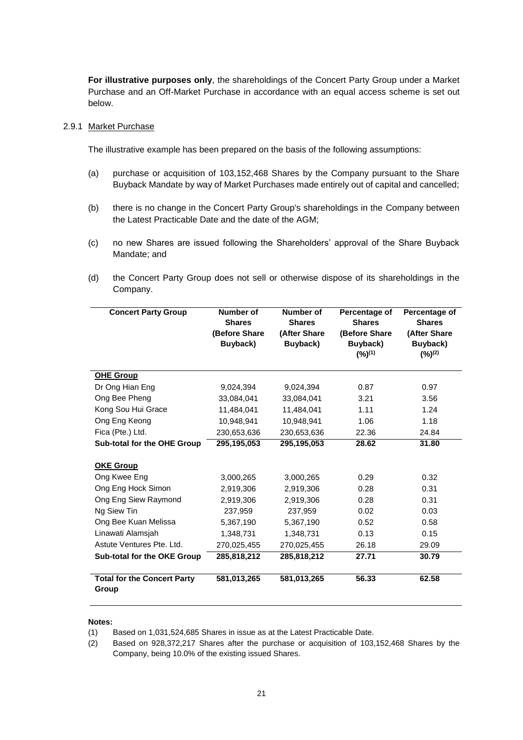**For illustrative purposes only**, the shareholdings of the Concert Party Group under a Market Purchase and an Off-Market Purchase in accordance with an equal access scheme is set out below.

2.9.1 Market Purchase

The illustrative example has been prepared on the basis of the following assumptions:

(a) purchase or acquisition of 103,152,468 Shares by the Company pursuant to the Share Buyback Mandate by way of Market Purchases made entirely out of capital and cancelled;

(b) there is no change in the Concert Party Group's shareholdings in the Company between the Latest Practicable Date and the date of the AGM;

(c) no new Shares are issued following the Shareholders' approval of the Share Buyback Mandate; and

(d) the Concert Party Group does not sell or otherwise dispose of its shareholdings in the Company.

| Concert Party Group | Number of Shares (Before Share Buyback) | Number of Shares (After Share Buyback) | Percentage of Shares (Before Share Buyback) (%)[1] | Percentage of Shares (After Share Buyback) (%)[2] |
|---|---|---|---|---|
| **OHE Group** | | | | |
| Dr Ong Hian Eng | 9,024,394 | 9,024,394 | 0.87 | 0.97 |
| Ong Bee Pheng | 33,084,041 | 33,084,041 | 3.21 | 3.56 |
| Kong Sou Hui Grace | 11,484,041 | 11,484,041 | 1.11 | 1.24 |
| Ong Eng Keong | 10,948,941 | 10,948,941 | 1.06 | 1.18 |
| Fica (Pte.) Ltd. | 230,653,636 | 230,653,636 | 22.36 | 24.84 |
| **Sub-total for the OHE Group** | **295,195,053** | **295,195,053** | **28.62** | **31.80** |
| **OKE Group** | | | | |
| Ong Kwee Eng | 3,000,265 | 3,000,265 | 0.29 | 0.32 |
| Ong Eng Hock Simon | 2,919,306 | 2,919,306 | 0.28 | 0.31 |
| Ong Eng Siew Raymond | 2,919,306 | 2,919,306 | 0.28 | 0.31 |
| Ng Siew Tin | 237,959 | 237,959 | 0.02 | 0.03 |
| Ong Bee Kuan Melissa | 5,367,190 | 5,367,190 | 0.52 | 0.58 |
| Linawati Alamsjah | 1,348,731 | 1,348,731 | 0.13 | 0.15 |
| Astute Ventures Pte. Ltd. | 270,025,455 | 270,025,455 | 26.18 | 29.09 |
| **Sub-total for the OKE Group** | **285,818,212** | **285,818,212** | **27.71** | **30.79** |
| **Total for the Concert Party Group** | **581,013,265** | **581,013,265** | **56.33** | **62.58** |

**Notes:**

(1) Based on 1,031,524,685 Shares in issue as at the Latest Practicable Date.

(2) Based on 928,372,217 Shares after the purchase or acquisition of 103,152,468 Shares by the Company, being 10.0% of the existing issued Shares.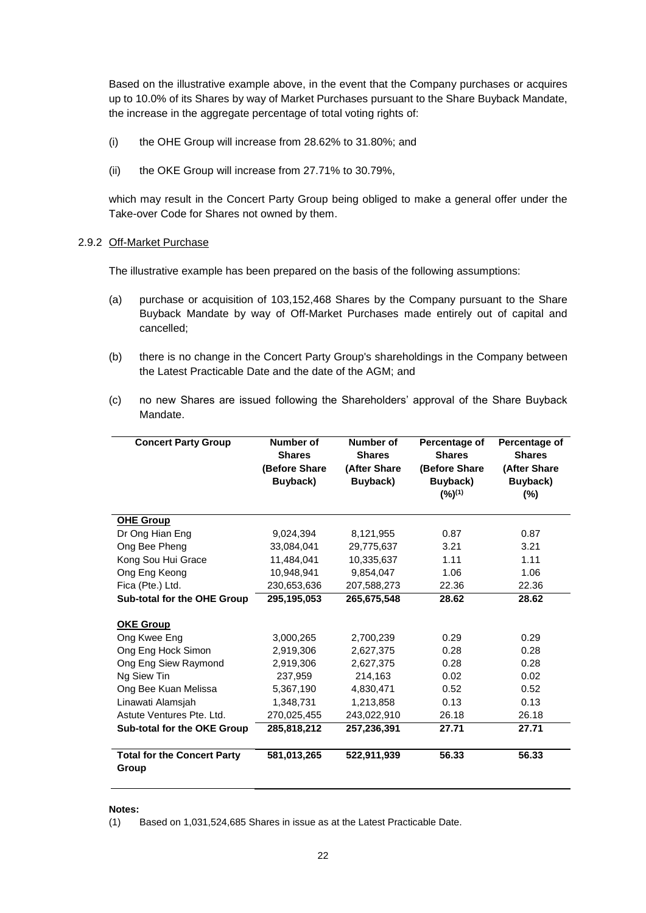Based on the illustrative example above, in the event that the Company purchases or acquires up to 10.0% of its Shares by way of Market Purchases pursuant to the Share Buyback Mandate, the increase in the aggregate percentage of total voting rights of:

(i) the OHE Group will increase from 28.62% to 31.80%; and

(ii) the OKE Group will increase from 27.71% to 30.79%,

which may result in the Concert Party Group being obliged to make a general offer under the Take-over Code for Shares not owned by them.

2.9.2 Off-Market Purchase

The illustrative example has been prepared on the basis of the following assumptions:

(a) purchase or acquisition of 103,152,468 Shares by the Company pursuant to the Share Buyback Mandate by way of Off-Market Purchases made entirely out of capital and cancelled;

(b) there is no change in the Concert Party Group's shareholdings in the Company between the Latest Practicable Date and the date of the AGM; and

(c) no new Shares are issued following the Shareholders' approval of the Share Buyback Mandate.

| Concert Party Group | Number of Shares (Before Share Buyback) | Number of Shares (After Share Buyback) | Percentage of Shares (Before Share Buyback) (%)(1) | Percentage of Shares (After Share Buyback) (%) |
|---|---|---|---|---|
| **OHE Group** | | | | |
| Dr Ong Hian Eng | 9,024,394 | 8,121,955 | 0.87 | 0.87 |
| Ong Bee Pheng | 33,084,041 | 29,775,637 | 3.21 | 3.21 |
| Kong Sou Hui Grace | 11,484,041 | 10,335,637 | 1.11 | 1.11 |
| Ong Eng Keong | 10,948,941 | 9,854,047 | 1.06 | 1.06 |
| Fica (Pte.) Ltd. | 230,653,636 | 207,588,273 | 22.36 | 22.36 |
| **Sub-total for the OHE Group** | **295,195,053** | **265,675,548** | **28.62** | **28.62** |
| **OKE Group** | | | | |
| Ong Kwee Eng | 3,000,265 | 2,700,239 | 0.29 | 0.29 |
| Ong Eng Hock Simon | 2,919,306 | 2,627,375 | 0.28 | 0.28 |
| Ong Eng Siew Raymond | 2,919,306 | 2,627,375 | 0.28 | 0.28 |
| Ng Siew Tin | 237,959 | 214,163 | 0.02 | 0.02 |
| Ong Bee Kuan Melissa | 5,367,190 | 4,830,471 | 0.52 | 0.52 |
| Linawati Alamsjah | 1,348,731 | 1,213,858 | 0.13 | 0.13 |
| Astute Ventures Pte. Ltd. | 270,025,455 | 243,022,910 | 26.18 | 26.18 |
| **Sub-total for the OKE Group** | **285,818,212** | **257,236,391** | **27.71** | **27.71** |
| **Total for the Concert Party Group** | **581,013,265** | **522,911,939** | **56.33** | **56.33** |

**Notes:**

(1) Based on 1,031,524,685 Shares in issue as at the Latest Practicable Date.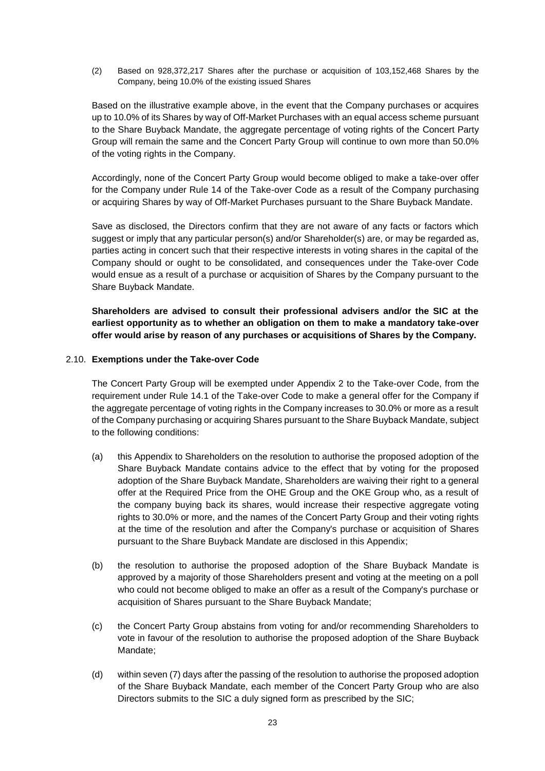(2) Based on 928,372,217 Shares after the purchase or acquisition of 103,152,468 Shares by the Company, being 10.0% of the existing issued Shares

Based on the illustrative example above, in the event that the Company purchases or acquires up to 10.0% of its Shares by way of Off-Market Purchases with an equal access scheme pursuant to the Share Buyback Mandate, the aggregate percentage of voting rights of the Concert Party Group will remain the same and the Concert Party Group will continue to own more than 50.0% of the voting rights in the Company.

Accordingly, none of the Concert Party Group would become obliged to make a take-over offer for the Company under Rule 14 of the Take-over Code as a result of the Company purchasing or acquiring Shares by way of Off-Market Purchases pursuant to the Share Buyback Mandate.

Save as disclosed, the Directors confirm that they are not aware of any facts or factors which suggest or imply that any particular person(s) and/or Shareholder(s) are, or may be regarded as, parties acting in concert such that their respective interests in voting shares in the capital of the Company should or ought to be consolidated, and consequences under the Take-over Code would ensue as a result of a purchase or acquisition of Shares by the Company pursuant to the Share Buyback Mandate.

**Shareholders are advised to consult their professional advisers and/or the SIC at the earliest opportunity as to whether an obligation on them to make a mandatory take-over offer would arise by reason of any purchases or acquisitions of Shares by the Company.**

## 2.10. Exemptions under the Take-over Code

The Concert Party Group will be exempted under Appendix 2 to the Take-over Code, from the requirement under Rule 14.1 of the Take-over Code to make a general offer for the Company if the aggregate percentage of voting rights in the Company increases to 30.0% or more as a result of the Company purchasing or acquiring Shares pursuant to the Share Buyback Mandate, subject to the following conditions:

(a) this Appendix to Shareholders on the resolution to authorise the proposed adoption of the Share Buyback Mandate contains advice to the effect that by voting for the proposed adoption of the Share Buyback Mandate, Shareholders are waiving their right to a general offer at the Required Price from the OHE Group and the OKE Group who, as a result of the company buying back its shares, would increase their respective aggregate voting rights to 30.0% or more, and the names of the Concert Party Group and their voting rights at the time of the resolution and after the Company's purchase or acquisition of Shares pursuant to the Share Buyback Mandate are disclosed in this Appendix;

(b) the resolution to authorise the proposed adoption of the Share Buyback Mandate is approved by a majority of those Shareholders present and voting at the meeting on a poll who could not become obliged to make an offer as a result of the Company's purchase or acquisition of Shares pursuant to the Share Buyback Mandate;

(c) the Concert Party Group abstains from voting for and/or recommending Shareholders to vote in favour of the resolution to authorise the proposed adoption of the Share Buyback Mandate;

(d) within seven (7) days after the passing of the resolution to authorise the proposed adoption of the Share Buyback Mandate, each member of the Concert Party Group who are also Directors submits to the SIC a duly signed form as prescribed by the SIC;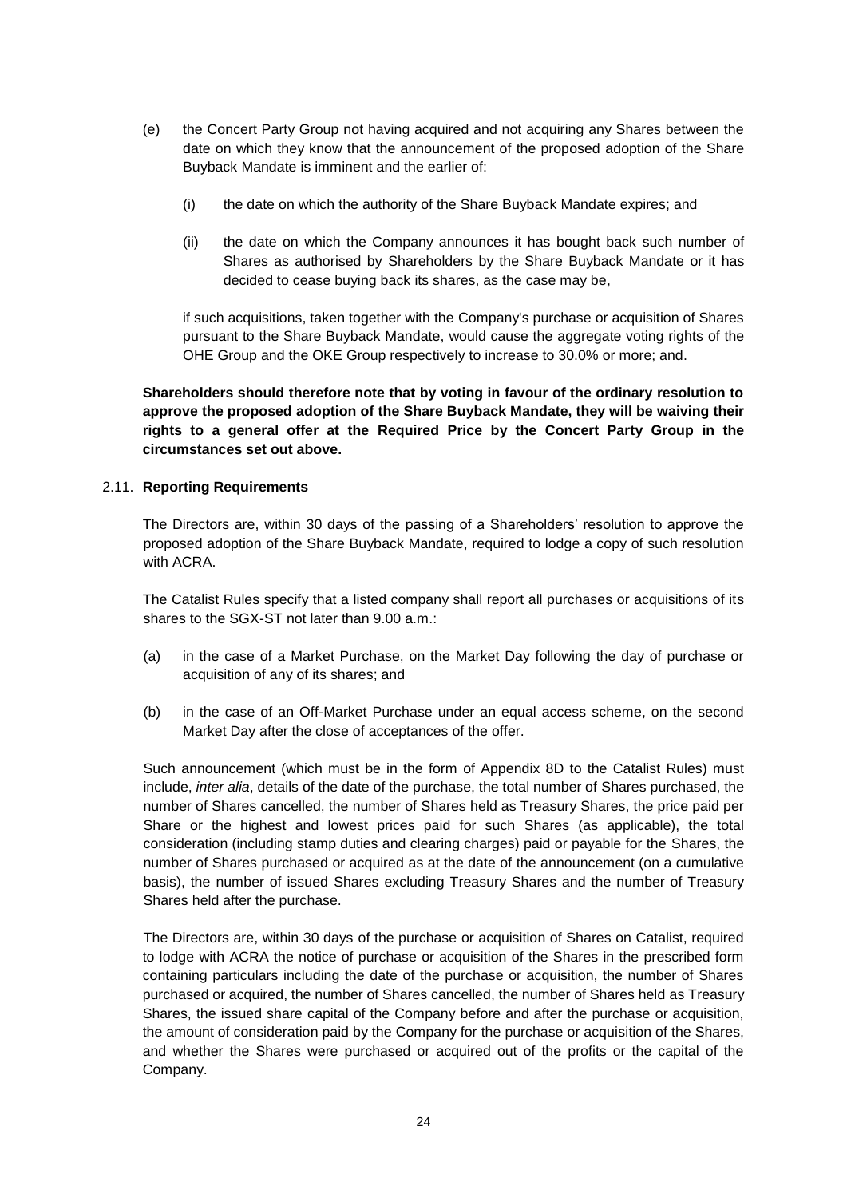(e) the Concert Party Group not having acquired and not acquiring any Shares between the date on which they know that the announcement of the proposed adoption of the Share Buyback Mandate is imminent and the earlier of:

   (i) the date on which the authority of the Share Buyback Mandate expires; and

   (ii) the date on which the Company announces it has bought back such number of Shares as authorised by Shareholders by the Share Buyback Mandate or it has decided to cease buying back its shares, as the case may be,

   if such acquisitions, taken together with the Company's purchase or acquisition of Shares pursuant to the Share Buyback Mandate, would cause the aggregate voting rights of the OHE Group and the OKE Group respectively to increase to 30.0% or more; and.

**Shareholders should therefore note that by voting in favour of the ordinary resolution to approve the proposed adoption of the Share Buyback Mandate, they will be waiving their rights to a general offer at the Required Price by the Concert Party Group in the circumstances set out above.**

### 2.11. Reporting Requirements

The Directors are, within 30 days of the passing of a Shareholders' resolution to approve the proposed adoption of the Share Buyback Mandate, required to lodge a copy of such resolution with ACRA.

The Catalist Rules specify that a listed company shall report all purchases or acquisitions of its shares to the SGX-ST not later than 9.00 a.m.:

(a) in the case of a Market Purchase, on the Market Day following the day of purchase or acquisition of any of its shares; and

(b) in the case of an Off-Market Purchase under an equal access scheme, on the second Market Day after the close of acceptances of the offer.

Such announcement (which must be in the form of Appendix 8D to the Catalist Rules) must include, *inter alia*, details of the date of the purchase, the total number of Shares purchased, the number of Shares cancelled, the number of Shares held as Treasury Shares, the price paid per Share or the highest and lowest prices paid for such Shares (as applicable), the total consideration (including stamp duties and clearing charges) paid or payable for the Shares, the number of Shares purchased or acquired as at the date of the announcement (on a cumulative basis), the number of issued Shares excluding Treasury Shares and the number of Treasury Shares held after the purchase.

The Directors are, within 30 days of the purchase or acquisition of Shares on Catalist, required to lodge with ACRA the notice of purchase or acquisition of the Shares in the prescribed form containing particulars including the date of the purchase or acquisition, the number of Shares purchased or acquired, the number of Shares cancelled, the number of Shares held as Treasury Shares, the issued share capital of the Company before and after the purchase or acquisition, the amount of consideration paid by the Company for the purchase or acquisition of the Shares, and whether the Shares were purchased or acquired out of the profits or the capital of the Company.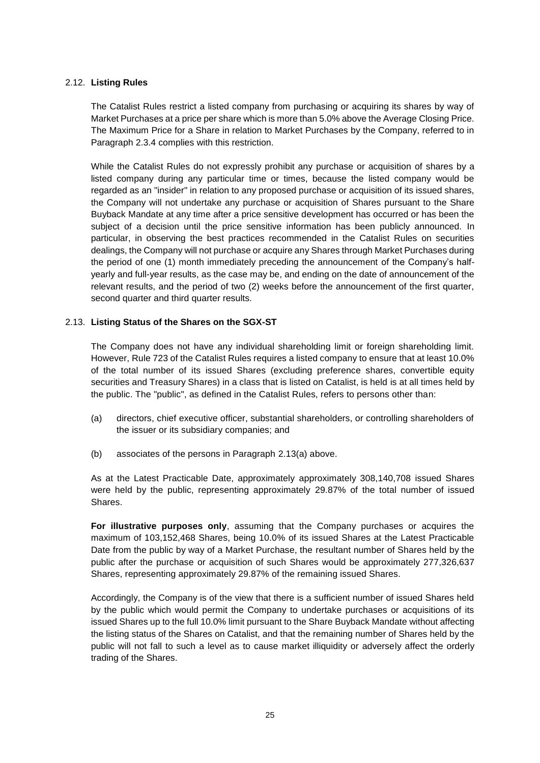### 2.12. **Listing Rules**

The Catalist Rules restrict a listed company from purchasing or acquiring its shares by way of Market Purchases at a price per share which is more than 5.0% above the Average Closing Price. The Maximum Price for a Share in relation to Market Purchases by the Company, referred to in Paragraph 2.3.4 complies with this restriction.

While the Catalist Rules do not expressly prohibit any purchase or acquisition of shares by a listed company during any particular time or times, because the listed company would be regarded as an "insider" in relation to any proposed purchase or acquisition of its issued shares, the Company will not undertake any purchase or acquisition of Shares pursuant to the Share Buyback Mandate at any time after a price sensitive development has occurred or has been the subject of a decision until the price sensitive information has been publicly announced. In particular, in observing the best practices recommended in the Catalist Rules on securities dealings, the Company will not purchase or acquire any Shares through Market Purchases during the period of one (1) month immediately preceding the announcement of the Company's half-yearly and full-year results, as the case may be, and ending on the date of announcement of the relevant results, and the period of two (2) weeks before the announcement of the first quarter, second quarter and third quarter results.

### 2.13. **Listing Status of the Shares on the SGX-ST**

The Company does not have any individual shareholding limit or foreign shareholding limit. However, Rule 723 of the Catalist Rules requires a listed company to ensure that at least 10.0% of the total number of its issued Shares (excluding preference shares, convertible equity securities and Treasury Shares) in a class that is listed on Catalist, is held is at all times held by the public. The "public", as defined in the Catalist Rules, refers to persons other than:

(a) directors, chief executive officer, substantial shareholders, or controlling shareholders of the issuer or its subsidiary companies; and

(b) associates of the persons in Paragraph 2.13(a) above.

As at the Latest Practicable Date, approximately approximately 308,140,708 issued Shares were held by the public, representing approximately 29.87% of the total number of issued Shares.

**For illustrative purposes only**, assuming that the Company purchases or acquires the maximum of 103,152,468 Shares, being 10.0% of its issued Shares at the Latest Practicable Date from the public by way of a Market Purchase, the resultant number of Shares held by the public after the purchase or acquisition of such Shares would be approximately 277,326,637 Shares, representing approximately 29.87% of the remaining issued Shares.

Accordingly, the Company is of the view that there is a sufficient number of issued Shares held by the public which would permit the Company to undertake purchases or acquisitions of its issued Shares up to the full 10.0% limit pursuant to the Share Buyback Mandate without affecting the listing status of the Shares on Catalist, and that the remaining number of Shares held by the public will not fall to such a level as to cause market illiquidity or adversely affect the orderly trading of the Shares.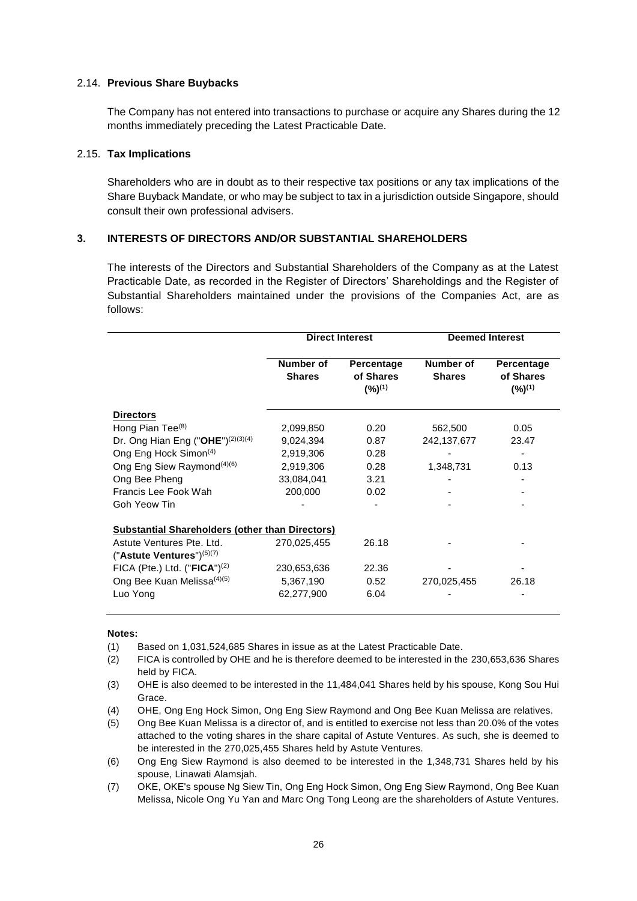### 2.14. **Previous Share Buybacks**

The Company has not entered into transactions to purchase or acquire any Shares during the 12 months immediately preceding the Latest Practicable Date.

### 2.15. **Tax Implications**

Shareholders who are in doubt as to their respective tax positions or any tax implications of the Share Buyback Mandate, or who may be subject to tax in a jurisdiction outside Singapore, should consult their own professional advisers.

## 3. INTERESTS OF DIRECTORS AND/OR SUBSTANTIAL SHAREHOLDERS

The interests of the Directors and Substantial Shareholders of the Company as at the Latest Practicable Date, as recorded in the Register of Directors' Shareholdings and the Register of Substantial Shareholders maintained under the provisions of the Companies Act, are as follows:

| | **Direct Interest** | | **Deemed Interest** | |
|---|---|---|---|---|
| | **Number of Shares** | **Percentage of Shares (%)[1]** | **Number of Shares** | **Percentage of Shares (%)[1]** |
| **Directors** | | | | |
| Hong Pian Tee[8] | 2,099,850 | 0.20 | 562,500 | 0.05 |
| Dr. Ong Hian Eng ("**OHE**")[2][3][4] | 9,024,394 | 0.87 | 242,137,677 | 23.47 |
| Ong Eng Hock Simon[4] | 2,919,306 | 0.28 | - | - |
| Ong Eng Siew Raymond[4][6] | 2,919,306 | 0.28 | 1,348,731 | 0.13 |
| Ong Bee Pheng | 33,084,041 | 3.21 | - | - |
| Francis Lee Fook Wah | 200,000 | 0.02 | - | - |
| Goh Yeow Tin | - | - | - | - |
| **Substantial Shareholders (other than Directors)** | | | | |
| Astute Ventures Pte. Ltd. ("**Astute Ventures**")[5][7] | 270,025,455 | 26.18 | - | - |
| FICA (Pte.) Ltd. ("**FICA**")[2] | 230,653,636 | 22.36 | - | - |
| Ong Bee Kuan Melissa[4][5] | 5,367,190 | 0.52 | 270,025,455 | 26.18 |
| Luo Yong | 62,277,900 | 6.04 | - | - |

**Notes:**

(1) Based on 1,031,524,685 Shares in issue as at the Latest Practicable Date.

(2) FICA is controlled by OHE and he is therefore deemed to be interested in the 230,653,636 Shares held by FICA.

(3) OHE is also deemed to be interested in the 11,484,041 Shares held by his spouse, Kong Sou Hui Grace.

(4) OHE, Ong Eng Hock Simon, Ong Eng Siew Raymond and Ong Bee Kuan Melissa are relatives.

(5) Ong Bee Kuan Melissa is a director of, and is entitled to exercise not less than 20.0% of the votes attached to the voting shares in the share capital of Astute Ventures. As such, she is deemed to be interested in the 270,025,455 Shares held by Astute Ventures.

(6) Ong Eng Siew Raymond is also deemed to be interested in the 1,348,731 Shares held by his spouse, Linawati Alamsjah.

(7) OKE, OKE's spouse Ng Siew Tin, Ong Eng Hock Simon, Ong Eng Siew Raymond, Ong Bee Kuan Melissa, Nicole Ong Yu Yan and Marc Ong Tong Leong are the shareholders of Astute Ventures.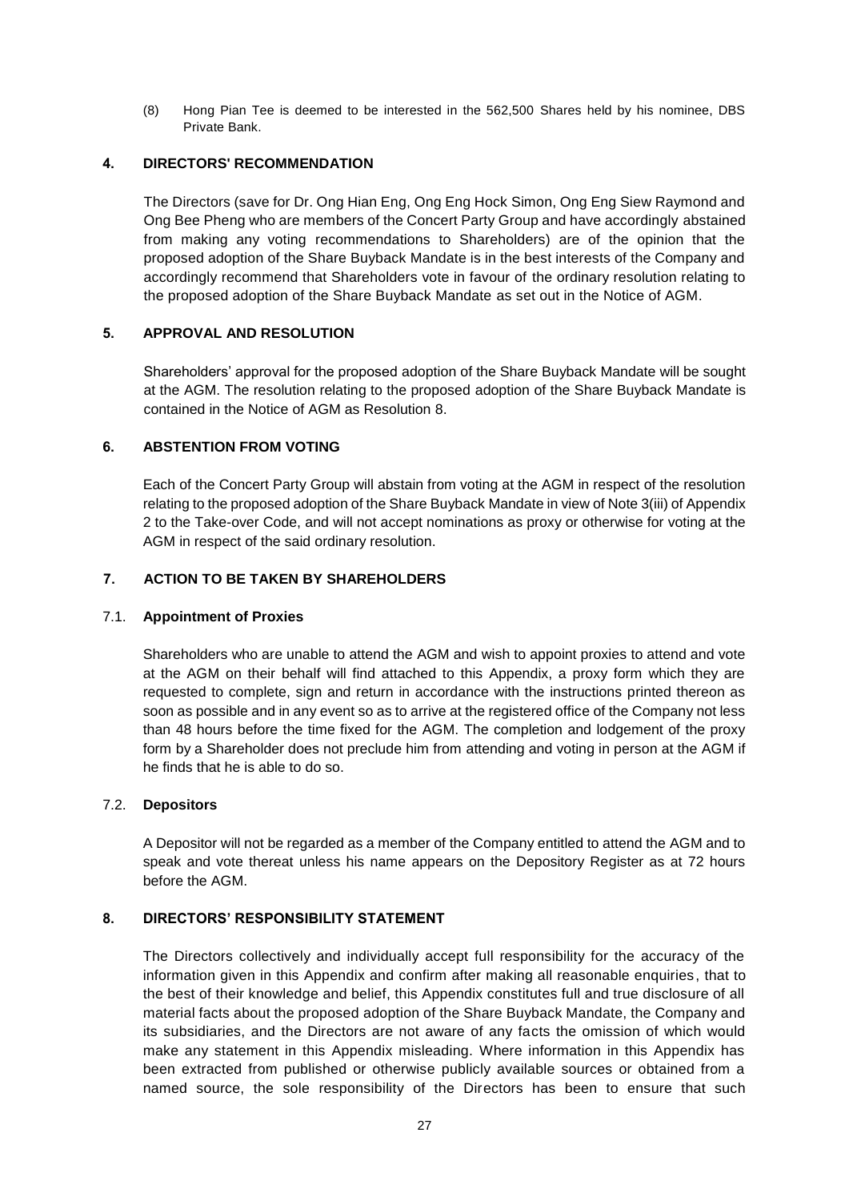(8) Hong Pian Tee is deemed to be interested in the 562,500 Shares held by his nominee, DBS Private Bank.

## 4. DIRECTORS' RECOMMENDATION

The Directors (save for Dr. Ong Hian Eng, Ong Eng Hock Simon, Ong Eng Siew Raymond and Ong Bee Pheng who are members of the Concert Party Group and have accordingly abstained from making any voting recommendations to Shareholders) are of the opinion that the proposed adoption of the Share Buyback Mandate is in the best interests of the Company and accordingly recommend that Shareholders vote in favour of the ordinary resolution relating to the proposed adoption of the Share Buyback Mandate as set out in the Notice of AGM.

## 5. APPROVAL AND RESOLUTION

Shareholders' approval for the proposed adoption of the Share Buyback Mandate will be sought at the AGM. The resolution relating to the proposed adoption of the Share Buyback Mandate is contained in the Notice of AGM as Resolution 8.

## 6. ABSTENTION FROM VOTING

Each of the Concert Party Group will abstain from voting at the AGM in respect of the resolution relating to the proposed adoption of the Share Buyback Mandate in view of Note 3(iii) of Appendix 2 to the Take-over Code, and will not accept nominations as proxy or otherwise for voting at the AGM in respect of the said ordinary resolution.

## 7. ACTION TO BE TAKEN BY SHAREHOLDERS

### 7.1. Appointment of Proxies

Shareholders who are unable to attend the AGM and wish to appoint proxies to attend and vote at the AGM on their behalf will find attached to this Appendix, a proxy form which they are requested to complete, sign and return in accordance with the instructions printed thereon as soon as possible and in any event so as to arrive at the registered office of the Company not less than 48 hours before the time fixed for the AGM. The completion and lodgement of the proxy form by a Shareholder does not preclude him from attending and voting in person at the AGM if he finds that he is able to do so.

### 7.2. Depositors

A Depositor will not be regarded as a member of the Company entitled to attend the AGM and to speak and vote thereat unless his name appears on the Depository Register as at 72 hours before the AGM.

## 8. DIRECTORS' RESPONSIBILITY STATEMENT

The Directors collectively and individually accept full responsibility for the accuracy of the information given in this Appendix and confirm after making all reasonable enquiries, that to the best of their knowledge and belief, this Appendix constitutes full and true disclosure of all material facts about the proposed adoption of the Share Buyback Mandate, the Company and its subsidiaries, and the Directors are not aware of any facts the omission of which would make any statement in this Appendix misleading. Where information in this Appendix has been extracted from published or otherwise publicly available sources or obtained from a named source, the sole responsibility of the Directors has been to ensure that such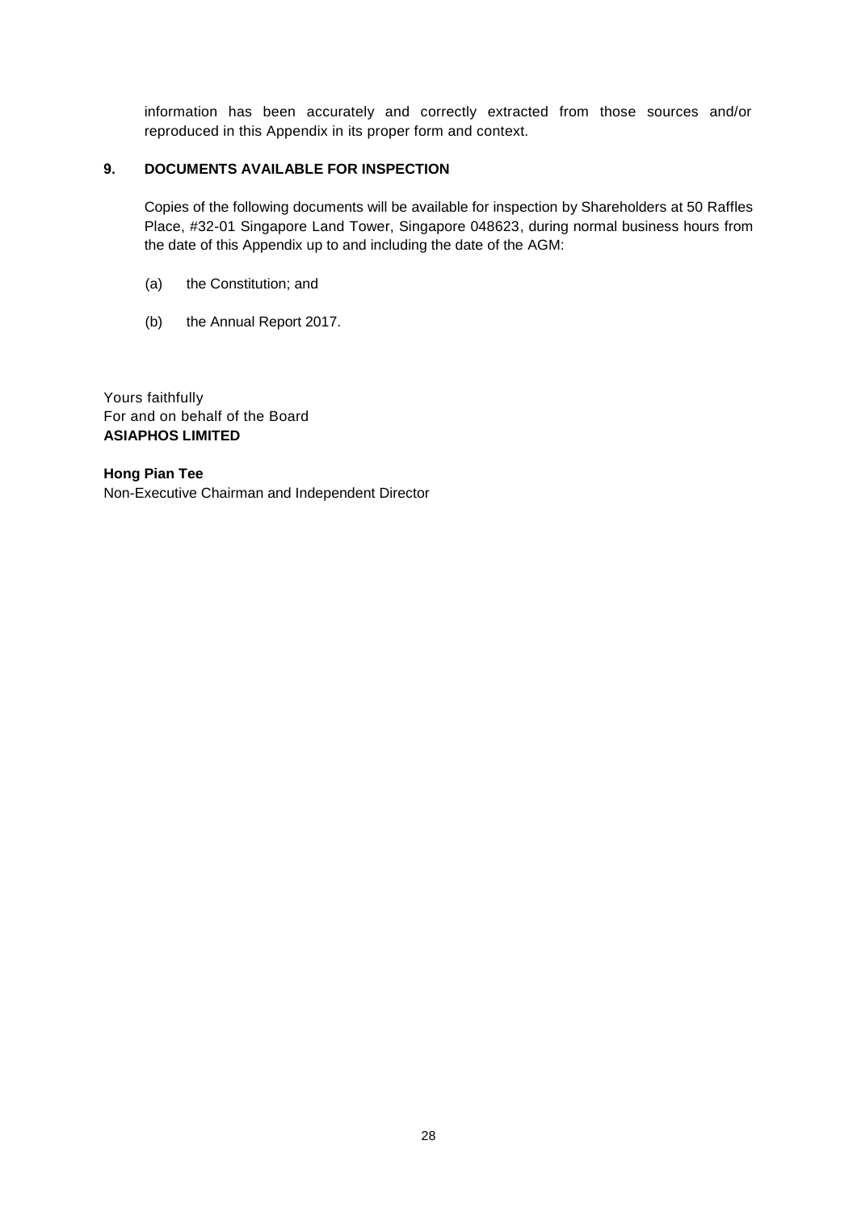information has been accurately and correctly extracted from those sources and/or reproduced in this Appendix in its proper form and context.

## 9. DOCUMENTS AVAILABLE FOR INSPECTION

Copies of the following documents will be available for inspection by Shareholders at 50 Raffles Place, #32-01 Singapore Land Tower, Singapore 048623, during normal business hours from the date of this Appendix up to and including the date of the AGM:

(a) the Constitution; and

(b) the Annual Report 2017.

Yours faithfully
For and on behalf of the Board
**ASIAPHOS LIMITED**

**Hong Pian Tee**
Non-Executive Chairman and Independent Director